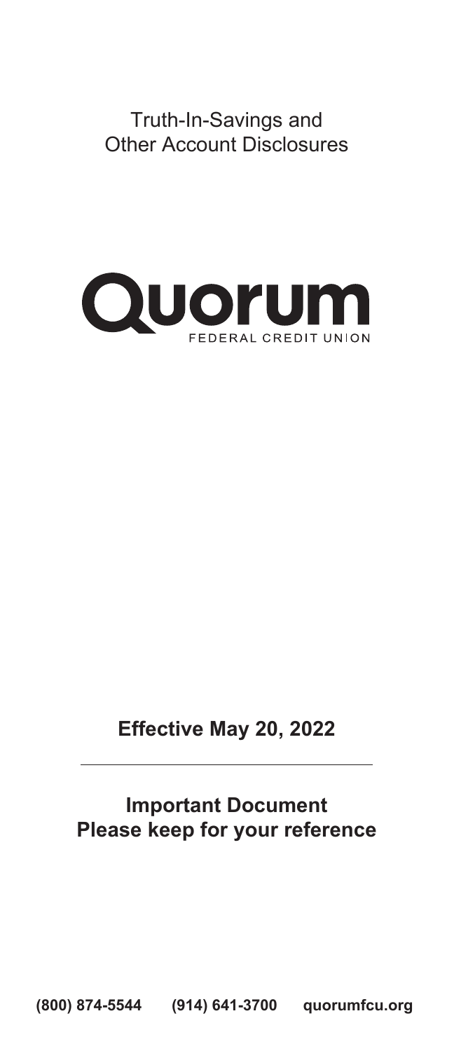# Truth-In-Savings and Other Account Disclosures

Quorum

FEDERAL CREDIT UNION

**Effective May 20, 2022**

---

**Important Document**
**Please keep for your reference**

**(800) 874-5544 (914) 641-3700 quorumfcu.org**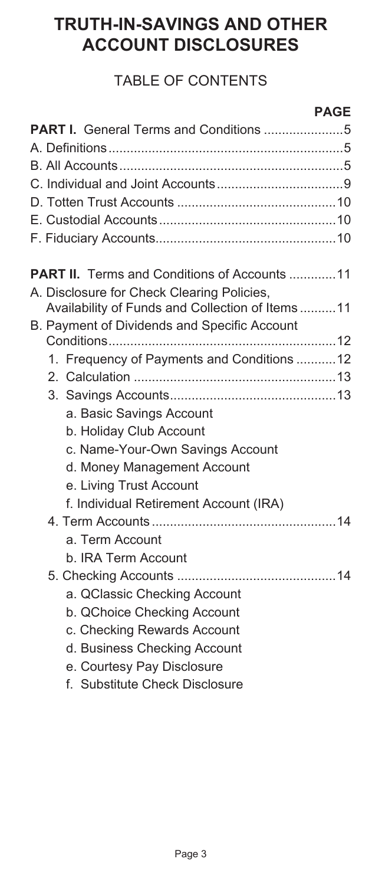# TRUTH-IN-SAVINGS AND OTHER ACCOUNT DISCLOSURES

## TABLE OF CONTENTS

| | PAGE |
|---|---|
| **PART I.** General Terms and Conditions | 5 |
| A. Definitions | 5 |
| B. All Accounts | 5 |
| C. Individual and Joint Accounts | 9 |
| D. Totten Trust Accounts | 10 |
| E. Custodial Accounts | 10 |
| F. Fiduciary Accounts | 10 |
| **PART II.** Terms and Conditions of Accounts | 11 |
| A. Disclosure for Check Clearing Policies, Availability of Funds and Collection of Items | 11 |
| B. Payment of Dividends and Specific Account Conditions | 12 |
| 1. Frequency of Payments and Conditions | 12 |
| 2. Calculation | 13 |
| 3. Savings Accounts | 13 |
| a. Basic Savings Account | |
| b. Holiday Club Account | |
| c. Name-Your-Own Savings Account | |
| d. Money Management Account | |
| e. Living Trust Account | |
| f. Individual Retirement Account (IRA) | |
| 4. Term Accounts | 14 |
| a. Term Account | |
| b. IRA Term Account | |
| 5. Checking Accounts | 14 |
| a. QClassic Checking Account | |
| b. QChoice Checking Account | |
| c. Checking Rewards Account | |
| d. Business Checking Account | |
| e. Courtesy Pay Disclosure | |
| f. Substitute Check Disclosure | |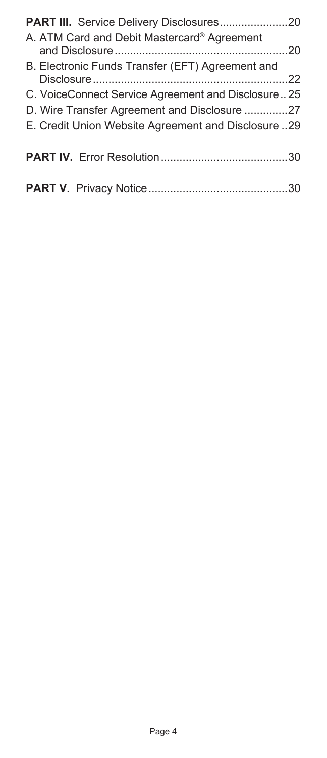**PART III.** Service Delivery Disclosures......................20

A. ATM Card and Debit Mastercard® Agreement and Disclosure........................................................20

B. Electronic Funds Transfer (EFT) Agreement and Disclosure...............................................................22

C. VoiceConnect Service Agreement and Disclosure.. 25

D. Wire Transfer Agreement and Disclosure ..............27

E. Credit Union Website Agreement and Disclosure ..29

**PART IV.** Error Resolution.........................................30

**PART V.** Privacy Notice.............................................30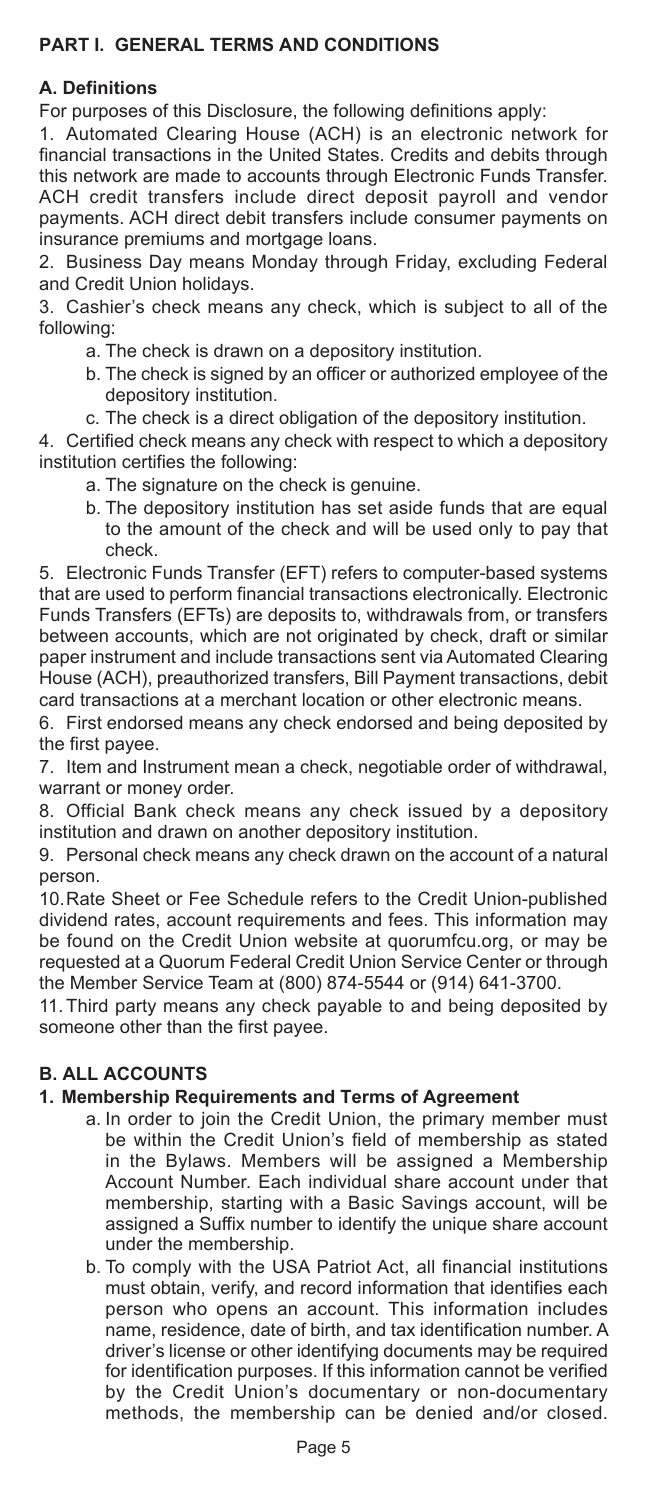## PART I. GENERAL TERMS AND CONDITIONS

### A. Definitions

For purposes of this Disclosure, the following definitions apply:

1. Automated Clearing House (ACH) is an electronic network for financial transactions in the United States. Credits and debits through this network are made to accounts through Electronic Funds Transfer. ACH credit transfers include direct deposit payroll and vendor payments. ACH direct debit transfers include consumer payments on insurance premiums and mortgage loans.
2. Business Day means Monday through Friday, excluding Federal and Credit Union holidays.
3. Cashier's check means any check, which is subject to all of the following:
   a. The check is drawn on a depository institution.
   b. The check is signed by an officer or authorized employee of the depository institution.
   c. The check is a direct obligation of the depository institution.
4. Certified check means any check with respect to which a depository institution certifies the following:
   a. The signature on the check is genuine.
   b. The depository institution has set aside funds that are equal to the amount of the check and will be used only to pay that check.
5. Electronic Funds Transfer (EFT) refers to computer-based systems that are used to perform financial transactions electronically. Electronic Funds Transfers (EFTs) are deposits to, withdrawals from, or transfers between accounts, which are not originated by check, draft or similar paper instrument and include transactions sent via Automated Clearing House (ACH), preauthorized transfers, Bill Payment transactions, debit card transactions at a merchant location or other electronic means.
6. First endorsed means any check endorsed and being deposited by the first payee.
7. Item and Instrument mean a check, negotiable order of withdrawal, warrant or money order.
8. Official Bank check means any check issued by a depository institution and drawn on another depository institution.
9. Personal check means any check drawn on the account of a natural person.
10. Rate Sheet or Fee Schedule refers to the Credit Union-published dividend rates, account requirements and fees. This information may be found on the Credit Union website at quorumfcu.org, or may be requested at a Quorum Federal Credit Union Service Center or through the Member Service Team at (800) 874-5544 or (914) 641-3700.
11. Third party means any check payable to and being deposited by someone other than the first payee.

### B. ALL ACCOUNTS

#### 1. Membership Requirements and Terms of Agreement

a. In order to join the Credit Union, the primary member must be within the Credit Union's field of membership as stated in the Bylaws. Members will be assigned a Membership Account Number. Each individual share account under that membership, starting with a Basic Savings account, will be assigned a Suffix number to identify the unique share account under the membership.

b. To comply with the USA Patriot Act, all financial institutions must obtain, verify, and record information that identifies each person who opens an account. This information includes name, residence, date of birth, and tax identification number. A driver's license or other identifying documents may be required for identification purposes. If this information cannot be verified by the Credit Union's documentary or non-documentary methods, the membership can be denied and/or closed.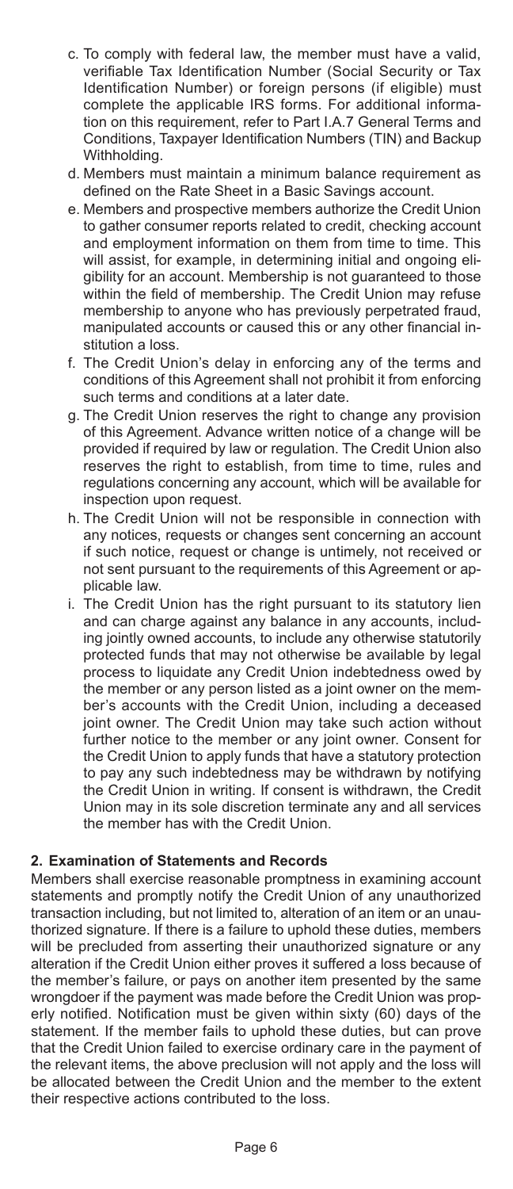c. To comply with federal law, the member must have a valid, verifiable Tax Identification Number (Social Security or Tax Identification Number) or foreign persons (if eligible) must complete the applicable IRS forms. For additional information on this requirement, refer to Part I.A.7 General Terms and Conditions, Taxpayer Identification Numbers (TIN) and Backup Withholding.

d. Members must maintain a minimum balance requirement as defined on the Rate Sheet in a Basic Savings account.

e. Members and prospective members authorize the Credit Union to gather consumer reports related to credit, checking account and employment information on them from time to time. This will assist, for example, in determining initial and ongoing eligibility for an account. Membership is not guaranteed to those within the field of membership. The Credit Union may refuse membership to anyone who has previously perpetrated fraud, manipulated accounts or caused this or any other financial institution a loss.

f. The Credit Union's delay in enforcing any of the terms and conditions of this Agreement shall not prohibit it from enforcing such terms and conditions at a later date.

g. The Credit Union reserves the right to change any provision of this Agreement. Advance written notice of a change will be provided if required by law or regulation. The Credit Union also reserves the right to establish, from time to time, rules and regulations concerning any account, which will be available for inspection upon request.

h. The Credit Union will not be responsible in connection with any notices, requests or changes sent concerning an account if such notice, request or change is untimely, not received or not sent pursuant to the requirements of this Agreement or applicable law.

i. The Credit Union has the right pursuant to its statutory lien and can charge against any balance in any accounts, including jointly owned accounts, to include any otherwise statutorily protected funds that may not otherwise be available by legal process to liquidate any Credit Union indebtedness owed by the member or any person listed as a joint owner on the member's accounts with the Credit Union, including a deceased joint owner. The Credit Union may take such action without further notice to the member or any joint owner. Consent for the Credit Union to apply funds that have a statutory protection to pay any such indebtedness may be withdrawn by notifying the Credit Union in writing. If consent is withdrawn, the Credit Union may in its sole discretion terminate any and all services the member has with the Credit Union.

## 2. Examination of Statements and Records

Members shall exercise reasonable promptness in examining account statements and promptly notify the Credit Union of any unauthorized transaction including, but not limited to, alteration of an item or an unauthorized signature. If there is a failure to uphold these duties, members will be precluded from asserting their unauthorized signature or any alteration if the Credit Union either proves it suffered a loss because of the member's failure, or pays on another item presented by the same wrongdoer if the payment was made before the Credit Union was properly notified. Notification must be given within sixty (60) days of the statement. If the member fails to uphold these duties, but can prove that the Credit Union failed to exercise ordinary care in the payment of the relevant items, the above preclusion will not apply and the loss will be allocated between the Credit Union and the member to the extent their respective actions contributed to the loss.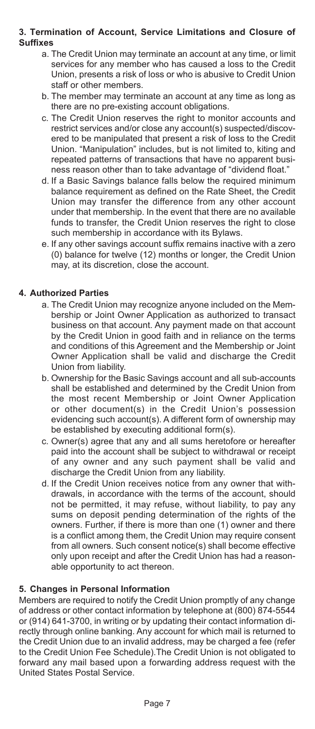### 3. Termination of Account, Service Limitations and Closure of Suffixes

a. The Credit Union may terminate an account at any time, or limit services for any member who has caused a loss to the Credit Union, presents a risk of loss or who is abusive to Credit Union staff or other members.

b. The member may terminate an account at any time as long as there are no pre-existing account obligations.

c. The Credit Union reserves the right to monitor accounts and restrict services and/or close any account(s) suspected/discovered to be manipulated that present a risk of loss to the Credit Union. "Manipulation" includes, but is not limited to, kiting and repeated patterns of transactions that have no apparent business reason other than to take advantage of "dividend float."

d. If a Basic Savings balance falls below the required minimum balance requirement as defined on the Rate Sheet, the Credit Union may transfer the difference from any other account under that membership. In the event that there are no available funds to transfer, the Credit Union reserves the right to close such membership in accordance with its Bylaws.

e. If any other savings account suffix remains inactive with a zero (0) balance for twelve (12) months or longer, the Credit Union may, at its discretion, close the account.

### 4. Authorized Parties

a. The Credit Union may recognize anyone included on the Membership or Joint Owner Application as authorized to transact business on that account. Any payment made on that account by the Credit Union in good faith and in reliance on the terms and conditions of this Agreement and the Membership or Joint Owner Application shall be valid and discharge the Credit Union from liability.

b. Ownership for the Basic Savings account and all sub-accounts shall be established and determined by the Credit Union from the most recent Membership or Joint Owner Application or other document(s) in the Credit Union's possession evidencing such account(s). A different form of ownership may be established by executing additional form(s).

c. Owner(s) agree that any and all sums heretofore or hereafter paid into the account shall be subject to withdrawal or receipt of any owner and any such payment shall be valid and discharge the Credit Union from any liability.

d. If the Credit Union receives notice from any owner that withdrawals, in accordance with the terms of the account, should not be permitted, it may refuse, without liability, to pay any sums on deposit pending determination of the rights of the owners. Further, if there is more than one (1) owner and there is a conflict among them, the Credit Union may require consent from all owners. Such consent notice(s) shall become effective only upon receipt and after the Credit Union has had a reasonable opportunity to act thereon.

### 5. Changes in Personal Information

Members are required to notify the Credit Union promptly of any change of address or other contact information by telephone at (800) 874-5544 or (914) 641-3700, in writing or by updating their contact information directly through online banking. Any account for which mail is returned to the Credit Union due to an invalid address, may be charged a fee (refer to the Credit Union Fee Schedule).The Credit Union is not obligated to forward any mail based upon a forwarding address request with the United States Postal Service.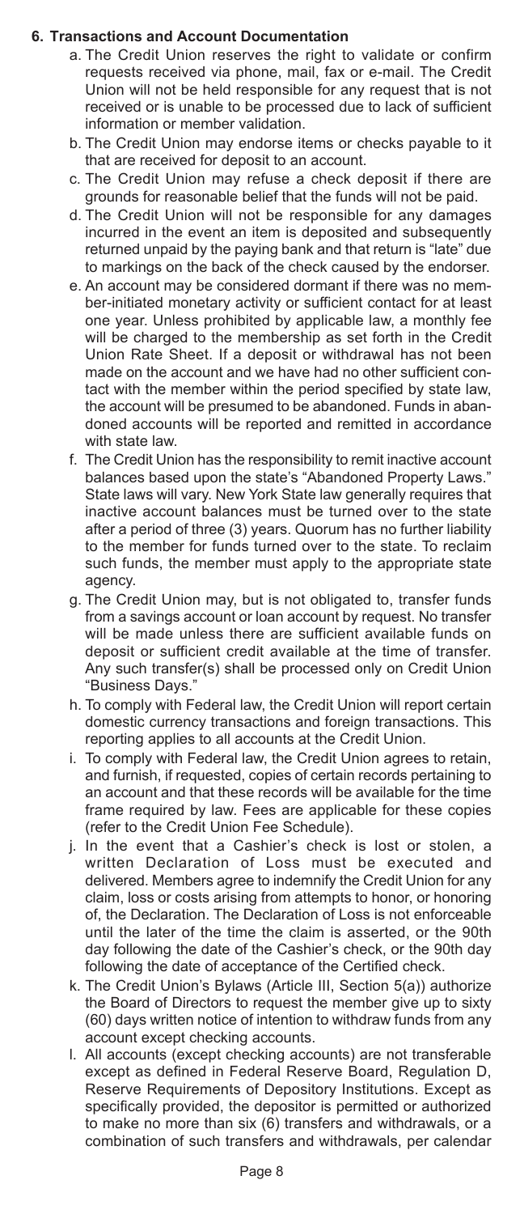## 6. Transactions and Account Documentation

a. The Credit Union reserves the right to validate or confirm requests received via phone, mail, fax or e-mail. The Credit Union will not be held responsible for any request that is not received or is unable to be processed due to lack of sufficient information or member validation.

b. The Credit Union may endorse items or checks payable to it that are received for deposit to an account.

c. The Credit Union may refuse a check deposit if there are grounds for reasonable belief that the funds will not be paid.

d. The Credit Union will not be responsible for any damages incurred in the event an item is deposited and subsequently returned unpaid by the paying bank and that return is "late" due to markings on the back of the check caused by the endorser.

e. An account may be considered dormant if there was no member-initiated monetary activity or sufficient contact for at least one year. Unless prohibited by applicable law, a monthly fee will be charged to the membership as set forth in the Credit Union Rate Sheet. If a deposit or withdrawal has not been made on the account and we have had no other sufficient contact with the member within the period specified by state law, the account will be presumed to be abandoned. Funds in abandoned accounts will be reported and remitted in accordance with state law.

f. The Credit Union has the responsibility to remit inactive account balances based upon the state's "Abandoned Property Laws." State laws will vary. New York State law generally requires that inactive account balances must be turned over to the state after a period of three (3) years. Quorum has no further liability to the member for funds turned over to the state. To reclaim such funds, the member must apply to the appropriate state agency.

g. The Credit Union may, but is not obligated to, transfer funds from a savings account or loan account by request. No transfer will be made unless there are sufficient available funds on deposit or sufficient credit available at the time of transfer. Any such transfer(s) shall be processed only on Credit Union "Business Days."

h. To comply with Federal law, the Credit Union will report certain domestic currency transactions and foreign transactions. This reporting applies to all accounts at the Credit Union.

i. To comply with Federal law, the Credit Union agrees to retain, and furnish, if requested, copies of certain records pertaining to an account and that these records will be available for the time frame required by law. Fees are applicable for these copies (refer to the Credit Union Fee Schedule).

j. In the event that a Cashier's check is lost or stolen, a written Declaration of Loss must be executed and delivered. Members agree to indemnify the Credit Union for any claim, loss or costs arising from attempts to honor, or honoring of, the Declaration. The Declaration of Loss is not enforceable until the later of the time the claim is asserted, or the 90th day following the date of the Cashier's check, or the 90th day following the date of acceptance of the Certified check.

k. The Credit Union's Bylaws (Article III, Section 5(a)) authorize the Board of Directors to request the member give up to sixty (60) days written notice of intention to withdraw funds from any account except checking accounts.

l. All accounts (except checking accounts) are not transferable except as defined in Federal Reserve Board, Regulation D, Reserve Requirements of Depository Institutions. Except as specifically provided, the depositor is permitted or authorized to make no more than six (6) transfers and withdrawals, or a combination of such transfers and withdrawals, per calendar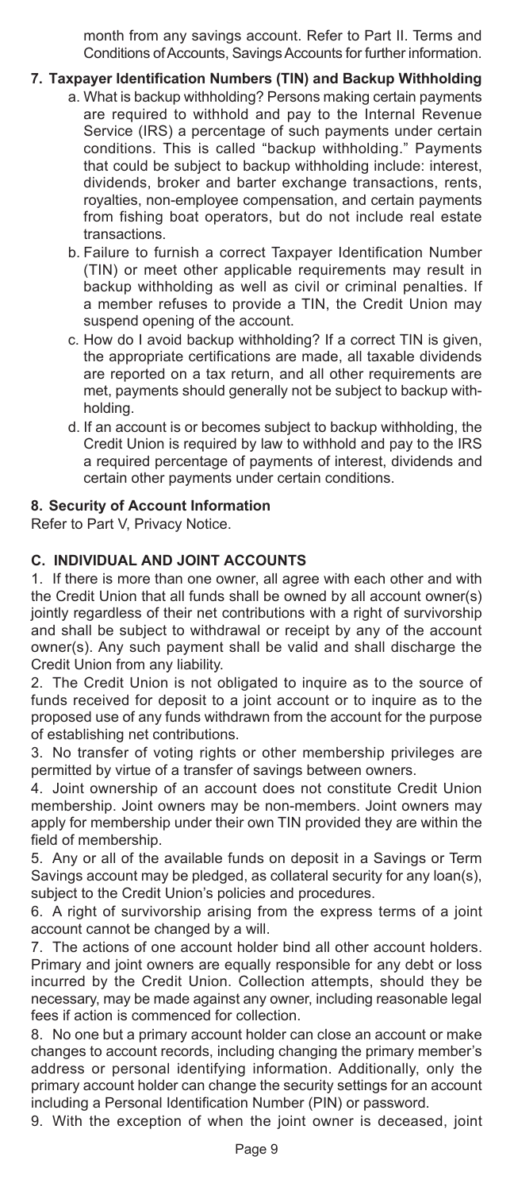month from any savings account. Refer to Part II. Terms and Conditions of Accounts, Savings Accounts for further information.

**7. Taxpayer Identification Numbers (TIN) and Backup Withholding**

a. What is backup withholding? Persons making certain payments are required to withhold and pay to the Internal Revenue Service (IRS) a percentage of such payments under certain conditions. This is called "backup withholding." Payments that could be subject to backup withholding include: interest, dividends, broker and barter exchange transactions, rents, royalties, non-employee compensation, and certain payments from fishing boat operators, but do not include real estate transactions.

b. Failure to furnish a correct Taxpayer Identification Number (TIN) or meet other applicable requirements may result in backup withholding as well as civil or criminal penalties. If a member refuses to provide a TIN, the Credit Union may suspend opening of the account.

c. How do I avoid backup withholding? If a correct TIN is given, the appropriate certifications are made, all taxable dividends are reported on a tax return, and all other requirements are met, payments should generally not be subject to backup withholding.

d. If an account is or becomes subject to backup withholding, the Credit Union is required by law to withhold and pay to the IRS a required percentage of payments of interest, dividends and certain other payments under certain conditions.

**8. Security of Account Information**

Refer to Part V, Privacy Notice.

**C. INDIVIDUAL AND JOINT ACCOUNTS**

1. If there is more than one owner, all agree with each other and with the Credit Union that all funds shall be owned by all account owner(s) jointly regardless of their net contributions with a right of survivorship and shall be subject to withdrawal or receipt by any of the account owner(s). Any such payment shall be valid and shall discharge the Credit Union from any liability.

2. The Credit Union is not obligated to inquire as to the source of funds received for deposit to a joint account or to inquire as to the proposed use of any funds withdrawn from the account for the purpose of establishing net contributions.

3. No transfer of voting rights or other membership privileges are permitted by virtue of a transfer of savings between owners.

4. Joint ownership of an account does not constitute Credit Union membership. Joint owners may be non-members. Joint owners may apply for membership under their own TIN provided they are within the field of membership.

5. Any or all of the available funds on deposit in a Savings or Term Savings account may be pledged, as collateral security for any loan(s), subject to the Credit Union's policies and procedures.

6. A right of survivorship arising from the express terms of a joint account cannot be changed by a will.

7. The actions of one account holder bind all other account holders. Primary and joint owners are equally responsible for any debt or loss incurred by the Credit Union. Collection attempts, should they be necessary, may be made against any owner, including reasonable legal fees if action is commenced for collection.

8. No one but a primary account holder can close an account or make changes to account records, including changing the primary member's address or personal identifying information. Additionally, only the primary account holder can change the security settings for an account including a Personal Identification Number (PIN) or password.

9. With the exception of when the joint owner is deceased, joint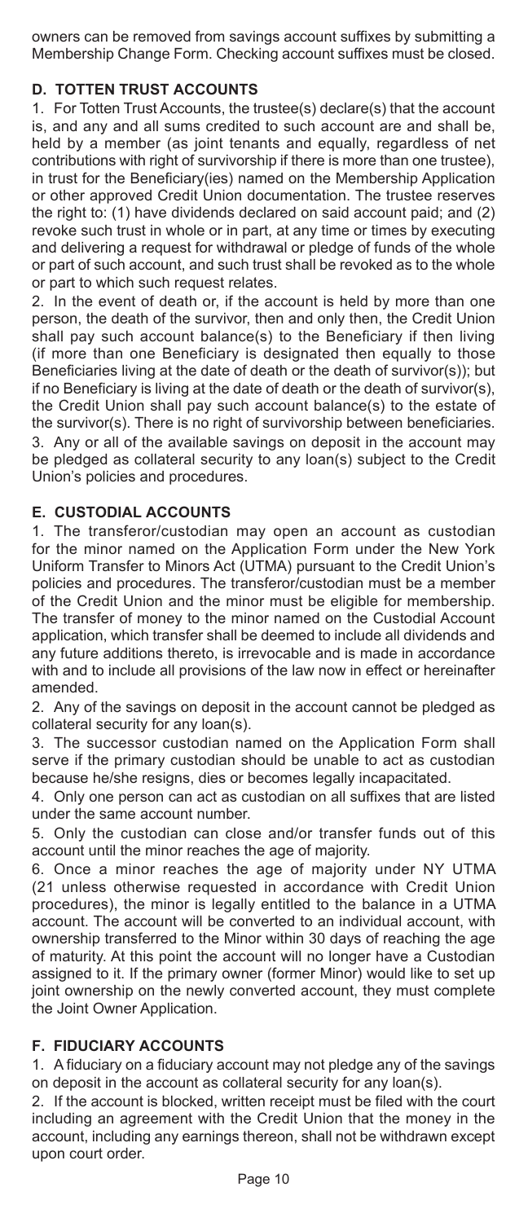owners can be removed from savings account suffixes by submitting a Membership Change Form. Checking account suffixes must be closed.

## D. TOTTEN TRUST ACCOUNTS

1. For Totten Trust Accounts, the trustee(s) declare(s) that the account is, and any and all sums credited to such account are and shall be, held by a member (as joint tenants and equally, regardless of net contributions with right of survivorship if there is more than one trustee), in trust for the Beneficiary(ies) named on the Membership Application or other approved Credit Union documentation. The trustee reserves the right to: (1) have dividends declared on said account paid; and (2) revoke such trust in whole or in part, at any time or times by executing and delivering a request for withdrawal or pledge of funds of the whole or part of such account, and such trust shall be revoked as to the whole or part to which such request relates.

2. In the event of death or, if the account is held by more than one person, the death of the survivor, then and only then, the Credit Union shall pay such account balance(s) to the Beneficiary if then living (if more than one Beneficiary is designated then equally to those Beneficiaries living at the date of death or the death of survivor(s)); but if no Beneficiary is living at the date of death or the death of survivor(s), the Credit Union shall pay such account balance(s) to the estate of the survivor(s). There is no right of survivorship between beneficiaries.

3. Any or all of the available savings on deposit in the account may be pledged as collateral security to any loan(s) subject to the Credit Union's policies and procedures.

## E. CUSTODIAL ACCOUNTS

1. The transferor/custodian may open an account as custodian for the minor named on the Application Form under the New York Uniform Transfer to Minors Act (UTMA) pursuant to the Credit Union's policies and procedures. The transferor/custodian must be a member of the Credit Union and the minor must be eligible for membership. The transfer of money to the minor named on the Custodial Account application, which transfer shall be deemed to include all dividends and any future additions thereto, is irrevocable and is made in accordance with and to include all provisions of the law now in effect or hereinafter amended.

2. Any of the savings on deposit in the account cannot be pledged as collateral security for any loan(s).

3. The successor custodian named on the Application Form shall serve if the primary custodian should be unable to act as custodian because he/she resigns, dies or becomes legally incapacitated.

4. Only one person can act as custodian on all suffixes that are listed under the same account number.

5. Only the custodian can close and/or transfer funds out of this account until the minor reaches the age of majority.

6. Once a minor reaches the age of majority under NY UTMA (21 unless otherwise requested in accordance with Credit Union procedures), the minor is legally entitled to the balance in a UTMA account. The account will be converted to an individual account, with ownership transferred to the Minor within 30 days of reaching the age of maturity. At this point the account will no longer have a Custodian assigned to it. If the primary owner (former Minor) would like to set up joint ownership on the newly converted account, they must complete the Joint Owner Application.

## F. FIDUCIARY ACCOUNTS

1. A fiduciary on a fiduciary account may not pledge any of the savings on deposit in the account as collateral security for any loan(s).

2. If the account is blocked, written receipt must be filed with the court including an agreement with the Credit Union that the money in the account, including any earnings thereon, shall not be withdrawn except upon court order.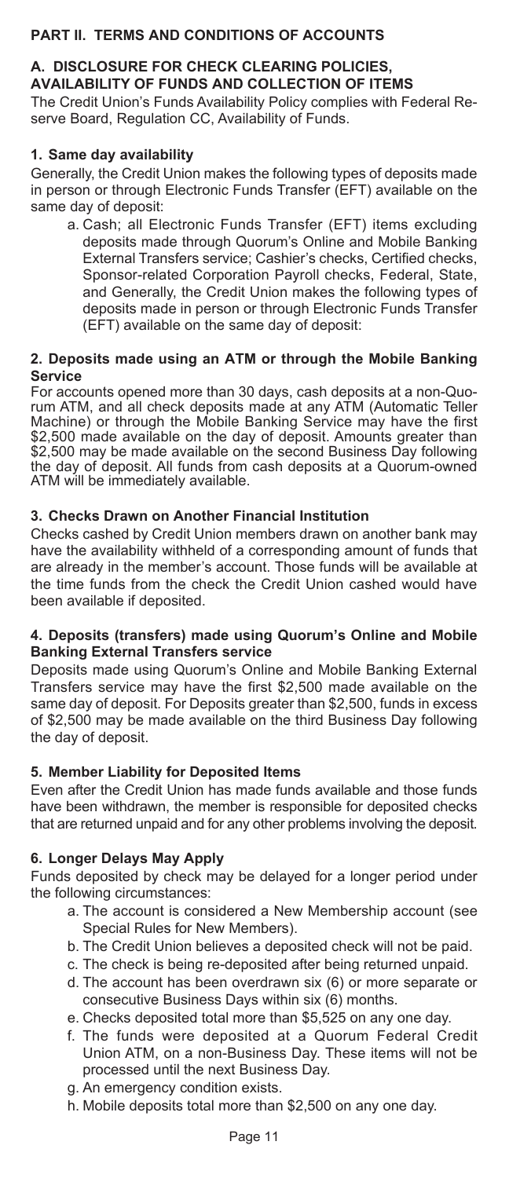## PART II. TERMS AND CONDITIONS OF ACCOUNTS

### A. DISCLOSURE FOR CHECK CLEARING POLICIES, AVAILABILITY OF FUNDS AND COLLECTION OF ITEMS

The Credit Union's Funds Availability Policy complies with Federal Reserve Board, Regulation CC, Availability of Funds.

#### 1. Same day availability

Generally, the Credit Union makes the following types of deposits made in person or through Electronic Funds Transfer (EFT) available on the same day of deposit:

a. Cash; all Electronic Funds Transfer (EFT) items excluding deposits made through Quorum's Online and Mobile Banking External Transfers service; Cashier's checks, Certified checks, Sponsor-related Corporation Payroll checks, Federal, State, and Generally, the Credit Union makes the following types of deposits made in person or through Electronic Funds Transfer (EFT) available on the same day of deposit:

#### 2. Deposits made using an ATM or through the Mobile Banking Service

For accounts opened more than 30 days, cash deposits at a non-Quorum ATM, and all check deposits made at any ATM (Automatic Teller Machine) or through the Mobile Banking Service may have the first $2,500 made available on the day of deposit. Amounts greater than $2,500 may be made available on the second Business Day following the day of deposit. All funds from cash deposits at a Quorum-owned ATM will be immediately available.

#### 3. Checks Drawn on Another Financial Institution

Checks cashed by Credit Union members drawn on another bank may have the availability withheld of a corresponding amount of funds that are already in the member's account. Those funds will be available at the time funds from the check the Credit Union cashed would have been available if deposited.

#### 4. Deposits (transfers) made using Quorum's Online and Mobile Banking External Transfers service

Deposits made using Quorum's Online and Mobile Banking External Transfers service may have the first $2,500 made available on the same day of deposit. For Deposits greater than $2,500, funds in excess of $2,500 may be made available on the third Business Day following the day of deposit.

#### 5. Member Liability for Deposited Items

Even after the Credit Union has made funds available and those funds have been withdrawn, the member is responsible for deposited checks that are returned unpaid and for any other problems involving the deposit.

#### 6. Longer Delays May Apply

Funds deposited by check may be delayed for a longer period under the following circumstances:

a. The account is considered a New Membership account (see Special Rules for New Members).
b. The Credit Union believes a deposited check will not be paid.
c. The check is being re-deposited after being returned unpaid.
d. The account has been overdrawn six (6) or more separate or consecutive Business Days within six (6) months.
e. Checks deposited total more than $5,525 on any one day.
f. The funds were deposited at a Quorum Federal Credit Union ATM, on a non-Business Day. These items will not be processed until the next Business Day.
g. An emergency condition exists.
h. Mobile deposits total more than $2,500 on any one day.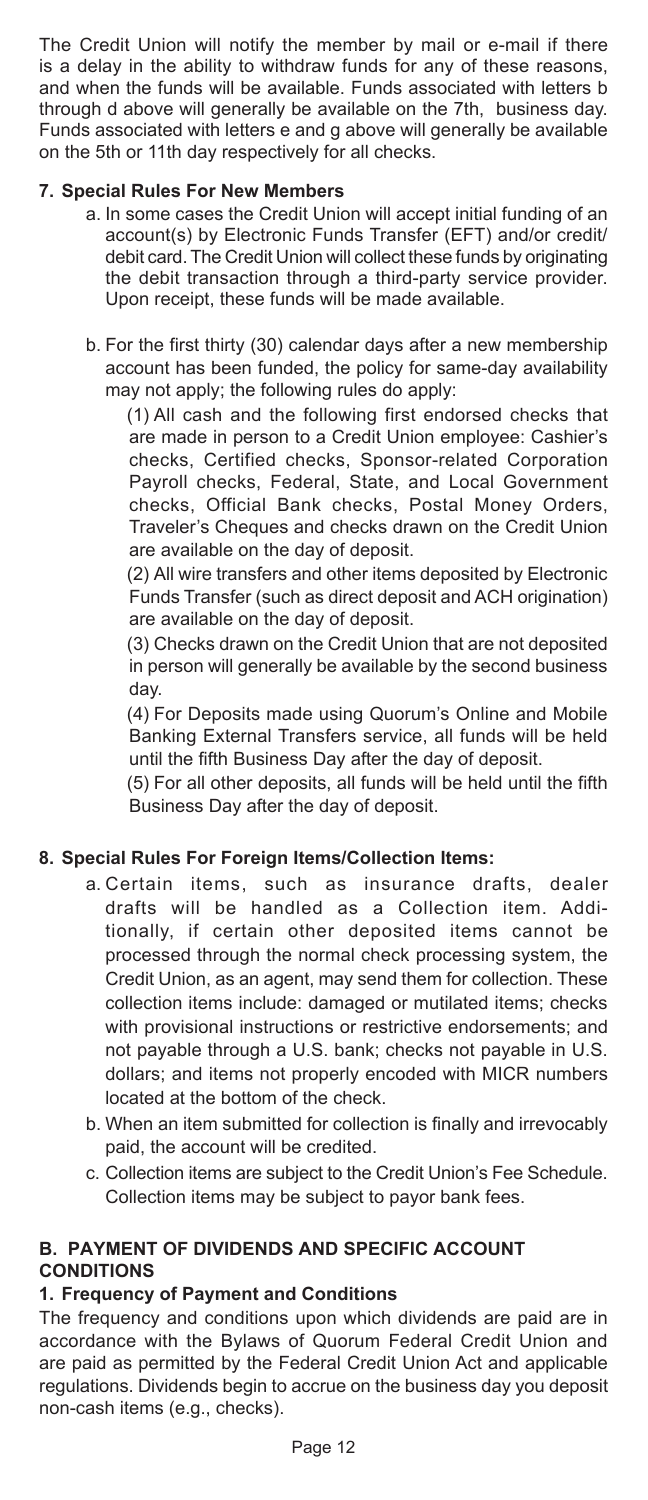The Credit Union will notify the member by mail or e-mail if there is a delay in the ability to withdraw funds for any of these reasons, and when the funds will be available. Funds associated with letters b through d above will generally be available on the 7th, business day. Funds associated with letters e and g above will generally be available on the 5th or 11th day respectively for all checks.

### 7. Special Rules For New Members

a. In some cases the Credit Union will accept initial funding of an account(s) by Electronic Funds Transfer (EFT) and/or credit/debit card. The Credit Union will collect these funds by originating the debit transaction through a third-party service provider. Upon receipt, these funds will be made available.

b. For the first thirty (30) calendar days after a new membership account has been funded, the policy for same-day availability may not apply; the following rules do apply:

(1) All cash and the following first endorsed checks that are made in person to a Credit Union employee: Cashier's checks, Certified checks, Sponsor-related Corporation Payroll checks, Federal, State, and Local Government checks, Official Bank checks, Postal Money Orders, Traveler's Cheques and checks drawn on the Credit Union are available on the day of deposit.

(2) All wire transfers and other items deposited by Electronic Funds Transfer (such as direct deposit and ACH origination) are available on the day of deposit.

(3) Checks drawn on the Credit Union that are not deposited in person will generally be available by the second business day.

(4) For Deposits made using Quorum's Online and Mobile Banking External Transfers service, all funds will be held until the fifth Business Day after the day of deposit.

(5) For all other deposits, all funds will be held until the fifth Business Day after the day of deposit.

### 8. Special Rules For Foreign Items/Collection Items:

a. Certain items, such as insurance drafts, dealer drafts will be handled as a Collection item. Additionally, if certain other deposited items cannot be processed through the normal check processing system, the Credit Union, as an agent, may send them for collection. These collection items include: damaged or mutilated items; checks with provisional instructions or restrictive endorsements; and not payable through a U.S. bank; checks not payable in U.S. dollars; and items not properly encoded with MICR numbers located at the bottom of the check.

b. When an item submitted for collection is finally and irrevocably paid, the account will be credited.

c. Collection items are subject to the Credit Union's Fee Schedule. Collection items may be subject to payor bank fees.

## B. PAYMENT OF DIVIDENDS AND SPECIFIC ACCOUNT CONDITIONS

### 1. Frequency of Payment and Conditions

The frequency and conditions upon which dividends are paid are in accordance with the Bylaws of Quorum Federal Credit Union and are paid as permitted by the Federal Credit Union Act and applicable regulations. Dividends begin to accrue on the business day you deposit non-cash items (e.g., checks).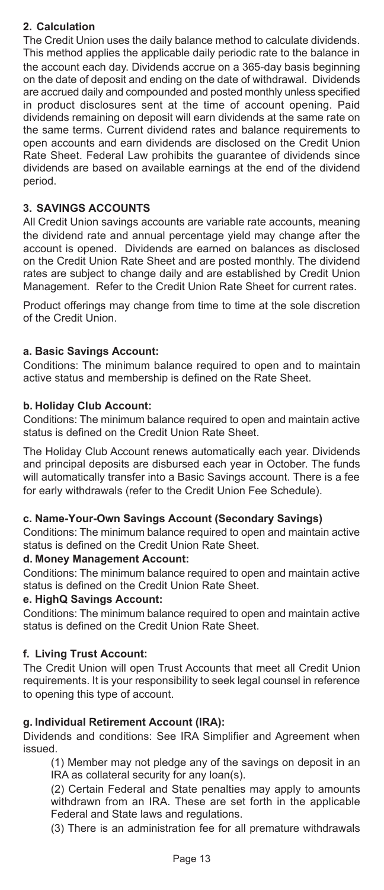## 2. Calculation

The Credit Union uses the daily balance method to calculate dividends. This method applies the applicable daily periodic rate to the balance in the account each day. Dividends accrue on a 365-day basis beginning on the date of deposit and ending on the date of withdrawal. Dividends are accrued daily and compounded and posted monthly unless specified in product disclosures sent at the time of account opening. Paid dividends remaining on deposit will earn dividends at the same rate on the same terms. Current dividend rates and balance requirements to open accounts and earn dividends are disclosed on the Credit Union Rate Sheet. Federal Law prohibits the guarantee of dividends since dividends are based on available earnings at the end of the dividend period.

## 3. SAVINGS ACCOUNTS

All Credit Union savings accounts are variable rate accounts, meaning the dividend rate and annual percentage yield may change after the account is opened. Dividends are earned on balances as disclosed on the Credit Union Rate Sheet and are posted monthly. The dividend rates are subject to change daily and are established by Credit Union Management. Refer to the Credit Union Rate Sheet for current rates.

Product offerings may change from time to time at the sole discretion of the Credit Union.

### a. Basic Savings Account:

Conditions: The minimum balance required to open and to maintain active status and membership is defined on the Rate Sheet.

### b. Holiday Club Account:

Conditions: The minimum balance required to open and maintain active status is defined on the Credit Union Rate Sheet.

The Holiday Club Account renews automatically each year. Dividends and principal deposits are disbursed each year in October. The funds will automatically transfer into a Basic Savings account. There is a fee for early withdrawals (refer to the Credit Union Fee Schedule).

### c. Name-Your-Own Savings Account (Secondary Savings)

Conditions: The minimum balance required to open and maintain active status is defined on the Credit Union Rate Sheet.

### d. Money Management Account:

Conditions: The minimum balance required to open and maintain active status is defined on the Credit Union Rate Sheet.

### e. HighQ Savings Account:

Conditions: The minimum balance required to open and maintain active status is defined on the Credit Union Rate Sheet.

### f. Living Trust Account:

The Credit Union will open Trust Accounts that meet all Credit Union requirements. It is your responsibility to seek legal counsel in reference to opening this type of account.

### g. Individual Retirement Account (IRA):

Dividends and conditions: See IRA Simplifier and Agreement when issued.

(1) Member may not pledge any of the savings on deposit in an IRA as collateral security for any loan(s).

(2) Certain Federal and State penalties may apply to amounts withdrawn from an IRA. These are set forth in the applicable Federal and State laws and regulations.

(3) There is an administration fee for all premature withdrawals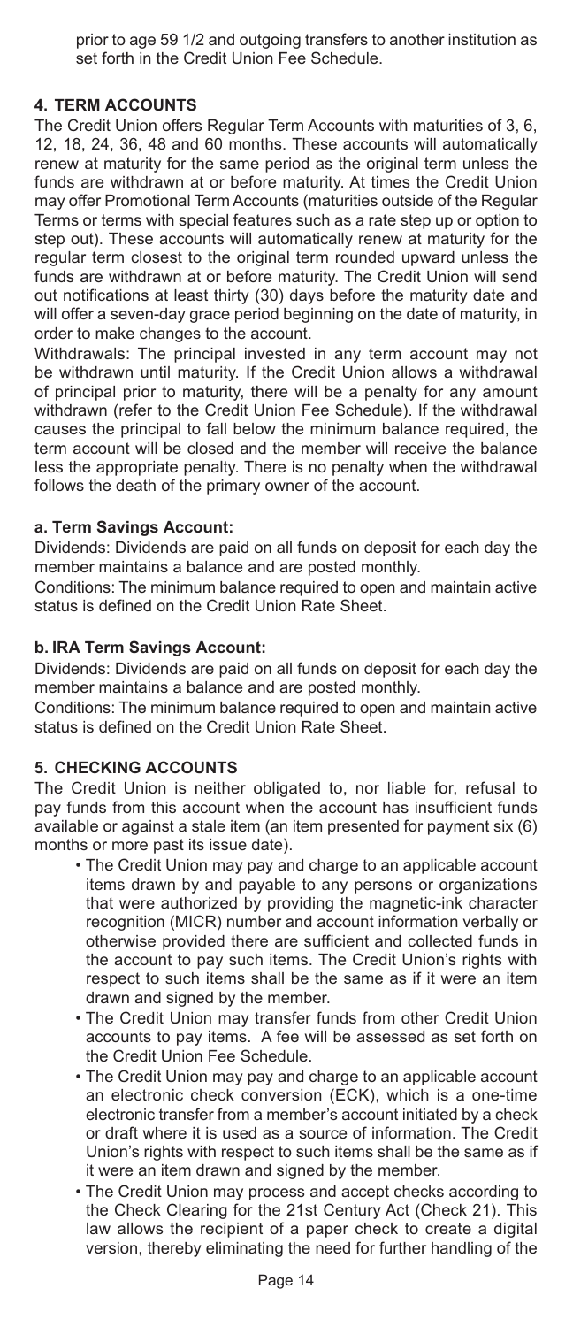prior to age 59 1/2 and outgoing transfers to another institution as set forth in the Credit Union Fee Schedule.

## 4. TERM ACCOUNTS

The Credit Union offers Regular Term Accounts with maturities of 3, 6, 12, 18, 24, 36, 48 and 60 months. These accounts will automatically renew at maturity for the same period as the original term unless the funds are withdrawn at or before maturity. At times the Credit Union may offer Promotional Term Accounts (maturities outside of the Regular Terms or terms with special features such as a rate step up or option to step out). These accounts will automatically renew at maturity for the regular term closest to the original term rounded upward unless the funds are withdrawn at or before maturity. The Credit Union will send out notifications at least thirty (30) days before the maturity date and will offer a seven-day grace period beginning on the date of maturity, in order to make changes to the account.

Withdrawals: The principal invested in any term account may not be withdrawn until maturity. If the Credit Union allows a withdrawal of principal prior to maturity, there will be a penalty for any amount withdrawn (refer to the Credit Union Fee Schedule). If the withdrawal causes the principal to fall below the minimum balance required, the term account will be closed and the member will receive the balance less the appropriate penalty. There is no penalty when the withdrawal follows the death of the primary owner of the account.

### a. Term Savings Account:

Dividends: Dividends are paid on all funds on deposit for each day the member maintains a balance and are posted monthly.

Conditions: The minimum balance required to open and maintain active status is defined on the Credit Union Rate Sheet.

### b. IRA Term Savings Account:

Dividends: Dividends are paid on all funds on deposit for each day the member maintains a balance and are posted monthly.

Conditions: The minimum balance required to open and maintain active status is defined on the Credit Union Rate Sheet.

## 5. CHECKING ACCOUNTS

The Credit Union is neither obligated to, nor liable for, refusal to pay funds from this account when the account has insufficient funds available or against a stale item (an item presented for payment six (6) months or more past its issue date).

- The Credit Union may pay and charge to an applicable account items drawn by and payable to any persons or organizations that were authorized by providing the magnetic-ink character recognition (MICR) number and account information verbally or otherwise provided there are sufficient and collected funds in the account to pay such items. The Credit Union's rights with respect to such items shall be the same as if it were an item drawn and signed by the member.
- The Credit Union may transfer funds from other Credit Union accounts to pay items. A fee will be assessed as set forth on the Credit Union Fee Schedule.
- The Credit Union may pay and charge to an applicable account an electronic check conversion (ECK), which is a one-time electronic transfer from a member's account initiated by a check or draft where it is used as a source of information. The Credit Union's rights with respect to such items shall be the same as if it were an item drawn and signed by the member.
- The Credit Union may process and accept checks according to the Check Clearing for the 21st Century Act (Check 21). This law allows the recipient of a paper check to create a digital version, thereby eliminating the need for further handling of the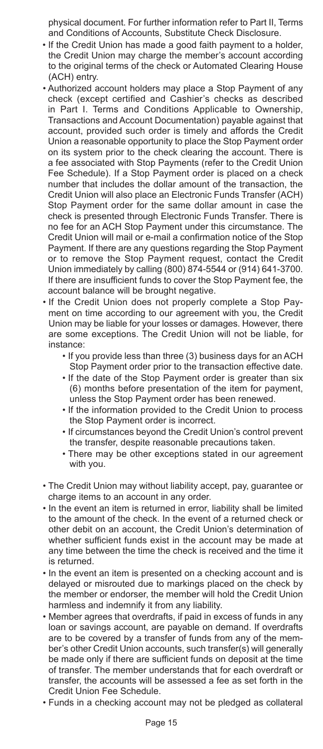physical document. For further information refer to Part II, Terms and Conditions of Accounts, Substitute Check Disclosure.

- If the Credit Union has made a good faith payment to a holder, the Credit Union may charge the member's account according to the original terms of the check or Automated Clearing House (ACH) entry.
- Authorized account holders may place a Stop Payment of any check (except certified and Cashier's checks as described in Part I. Terms and Conditions Applicable to Ownership, Transactions and Account Documentation) payable against that account, provided such order is timely and affords the Credit Union a reasonable opportunity to place the Stop Payment order on its system prior to the check clearing the account. There is a fee associated with Stop Payments (refer to the Credit Union Fee Schedule). If a Stop Payment order is placed on a check number that includes the dollar amount of the transaction, the Credit Union will also place an Electronic Funds Transfer (ACH) Stop Payment order for the same dollar amount in case the check is presented through Electronic Funds Transfer. There is no fee for an ACH Stop Payment under this circumstance. The Credit Union will mail or e-mail a confirmation notice of the Stop Payment. If there are any questions regarding the Stop Payment or to remove the Stop Payment request, contact the Credit Union immediately by calling (800) 874-5544 or (914) 641-3700. If there are insufficient funds to cover the Stop Payment fee, the account balance will be brought negative.
- If the Credit Union does not properly complete a Stop Payment on time according to our agreement with you, the Credit Union may be liable for your losses or damages. However, there are some exceptions. The Credit Union will not be liable, for instance:
  - If you provide less than three (3) business days for an ACH Stop Payment order prior to the transaction effective date.
  - If the date of the Stop Payment order is greater than six (6) months before presentation of the item for payment, unless the Stop Payment order has been renewed.
  - If the information provided to the Credit Union to process the Stop Payment order is incorrect.
  - If circumstances beyond the Credit Union's control prevent the transfer, despite reasonable precautions taken.
  - There may be other exceptions stated in our agreement with you.
- The Credit Union may without liability accept, pay, guarantee or charge items to an account in any order.
- In the event an item is returned in error, liability shall be limited to the amount of the check. In the event of a returned check or other debit on an account, the Credit Union's determination of whether sufficient funds exist in the account may be made at any time between the time the check is received and the time it is returned.
- In the event an item is presented on a checking account and is delayed or misrouted due to markings placed on the check by the member or endorser, the member will hold the Credit Union harmless and indemnify it from any liability.
- Member agrees that overdrafts, if paid in excess of funds in any loan or savings account, are payable on demand. If overdrafts are to be covered by a transfer of funds from any of the member's other Credit Union accounts, such transfer(s) will generally be made only if there are sufficient funds on deposit at the time of transfer. The member understands that for each overdraft or transfer, the accounts will be assessed a fee as set forth in the Credit Union Fee Schedule.
- Funds in a checking account may not be pledged as collateral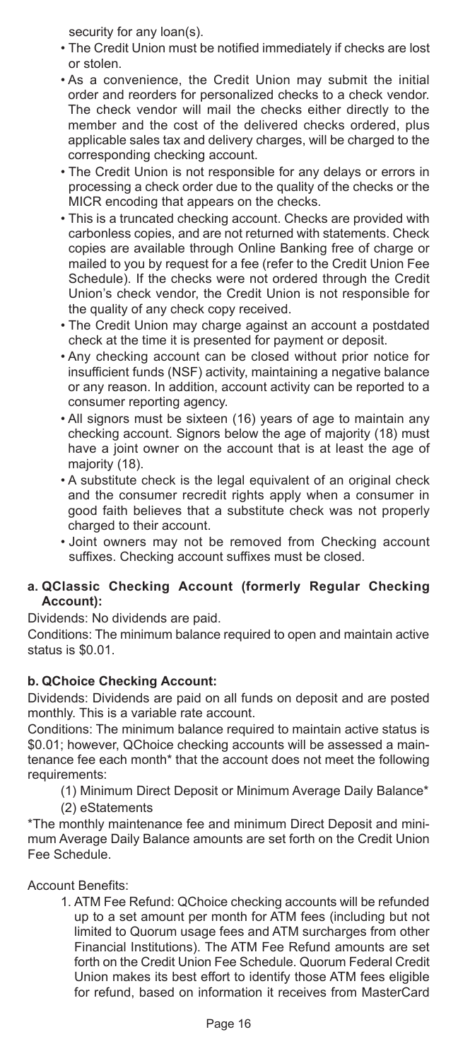security for any loan(s).

- The Credit Union must be notified immediately if checks are lost or stolen.
- As a convenience, the Credit Union may submit the initial order and reorders for personalized checks to a check vendor. The check vendor will mail the checks either directly to the member and the cost of the delivered checks ordered, plus applicable sales tax and delivery charges, will be charged to the corresponding checking account.
- The Credit Union is not responsible for any delays or errors in processing a check order due to the quality of the checks or the MICR encoding that appears on the checks.
- This is a truncated checking account. Checks are provided with carbonless copies, and are not returned with statements. Check copies are available through Online Banking free of charge or mailed to you by request for a fee (refer to the Credit Union Fee Schedule). If the checks were not ordered through the Credit Union's check vendor, the Credit Union is not responsible for the quality of any check copy received.
- The Credit Union may charge against an account a postdated check at the time it is presented for payment or deposit.
- Any checking account can be closed without prior notice for insufficient funds (NSF) activity, maintaining a negative balance or any reason. In addition, account activity can be reported to a consumer reporting agency.
- All signors must be sixteen (16) years of age to maintain any checking account. Signors below the age of majority (18) must have a joint owner on the account that is at least the age of majority (18).
- A substitute check is the legal equivalent of an original check and the consumer recredit rights apply when a consumer in good faith believes that a substitute check was not properly charged to their account.
- Joint owners may not be removed from Checking account suffixes. Checking account suffixes must be closed.

**a. QClassic Checking Account (formerly Regular Checking Account):**

Dividends: No dividends are paid.

Conditions: The minimum balance required to open and maintain active status is $0.01.

**b. QChoice Checking Account:**

Dividends: Dividends are paid on all funds on deposit and are posted monthly. This is a variable rate account.

Conditions: The minimum balance required to maintain active status is $0.01; however, QChoice checking accounts will be assessed a maintenance fee each month* that the account does not meet the following requirements:

(1) Minimum Direct Deposit or Minimum Average Daily Balance*
(2) eStatements

*The monthly maintenance fee and minimum Direct Deposit and minimum Average Daily Balance amounts are set forth on the Credit Union Fee Schedule.

Account Benefits:

1. ATM Fee Refund: QChoice checking accounts will be refunded up to a set amount per month for ATM fees (including but not limited to Quorum usage fees and ATM surcharges from other Financial Institutions). The ATM Fee Refund amounts are set forth on the Credit Union Fee Schedule. Quorum Federal Credit Union makes its best effort to identify those ATM fees eligible for refund, based on information it receives from MasterCard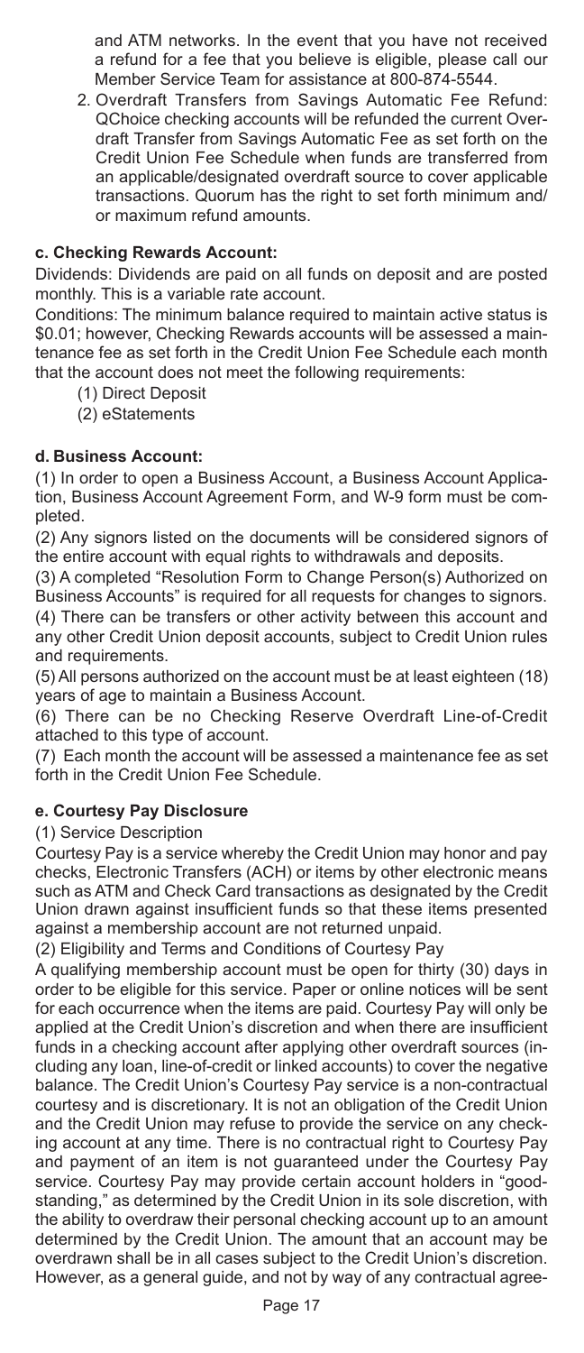and ATM networks. In the event that you have not received a refund for a fee that you believe is eligible, please call our Member Service Team for assistance at 800-874-5544.

2. Overdraft Transfers from Savings Automatic Fee Refund: QChoice checking accounts will be refunded the current Overdraft Transfer from Savings Automatic Fee as set forth on the Credit Union Fee Schedule when funds are transferred from an applicable/designated overdraft source to cover applicable transactions. Quorum has the right to set forth minimum and/or maximum refund amounts.

**c. Checking Rewards Account:**

Dividends: Dividends are paid on all funds on deposit and are posted monthly. This is a variable rate account.

Conditions: The minimum balance required to maintain active status is $0.01; however, Checking Rewards accounts will be assessed a maintenance fee as set forth in the Credit Union Fee Schedule each month that the account does not meet the following requirements:

(1) Direct Deposit

(2) eStatements

**d. Business Account:**

(1) In order to open a Business Account, a Business Account Application, Business Account Agreement Form, and W-9 form must be completed.

(2) Any signors listed on the documents will be considered signors of the entire account with equal rights to withdrawals and deposits.

(3) A completed "Resolution Form to Change Person(s) Authorized on Business Accounts" is required for all requests for changes to signors.

(4) There can be transfers or other activity between this account and any other Credit Union deposit accounts, subject to Credit Union rules and requirements.

(5) All persons authorized on the account must be at least eighteen (18) years of age to maintain a Business Account.

(6) There can be no Checking Reserve Overdraft Line-of-Credit attached to this type of account.

(7) Each month the account will be assessed a maintenance fee as set forth in the Credit Union Fee Schedule.

**e. Courtesy Pay Disclosure**

(1) Service Description

Courtesy Pay is a service whereby the Credit Union may honor and pay checks, Electronic Transfers (ACH) or items by other electronic means such as ATM and Check Card transactions as designated by the Credit Union drawn against insufficient funds so that these items presented against a membership account are not returned unpaid.

(2) Eligibility and Terms and Conditions of Courtesy Pay

A qualifying membership account must be open for thirty (30) days in order to be eligible for this service. Paper or online notices will be sent for each occurrence when the items are paid. Courtesy Pay will only be applied at the Credit Union's discretion and when there are insufficient funds in a checking account after applying other overdraft sources (including any loan, line-of-credit or linked accounts) to cover the negative balance. The Credit Union's Courtesy Pay service is a non-contractual courtesy and is discretionary. It is not an obligation of the Credit Union and the Credit Union may refuse to provide the service on any checking account at any time. There is no contractual right to Courtesy Pay and payment of an item is not guaranteed under the Courtesy Pay service. Courtesy Pay may provide certain account holders in "good-standing," as determined by the Credit Union in its sole discretion, with the ability to overdraw their personal checking account up to an amount determined by the Credit Union. The amount that an account may be overdrawn shall be in all cases subject to the Credit Union's discretion. However, as a general guide, and not by way of any contractual agree-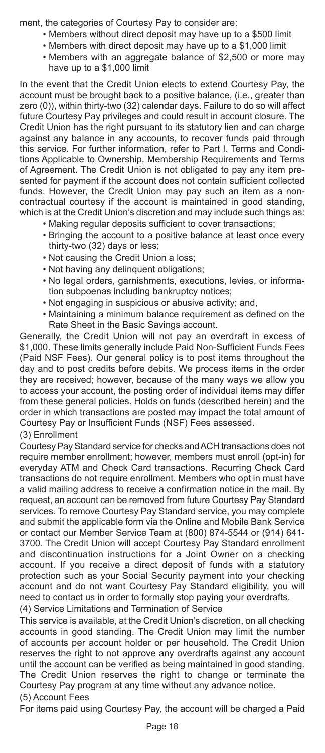ment, the categories of Courtesy Pay to consider are:

- Members without direct deposit may have up to a $500 limit
- Members with direct deposit may have up to a $1,000 limit
- Members with an aggregate balance of $2,500 or more may have up to a $1,000 limit

In the event that the Credit Union elects to extend Courtesy Pay, the account must be brought back to a positive balance, (i.e., greater than zero (0)), within thirty-two (32) calendar days. Failure to do so will affect future Courtesy Pay privileges and could result in account closure. The Credit Union has the right pursuant to its statutory lien and can charge against any balance in any accounts, to recover funds paid through this service. For further information, refer to Part I. Terms and Conditions Applicable to Ownership, Membership Requirements and Terms of Agreement. The Credit Union is not obligated to pay any item presented for payment if the account does not contain sufficient collected funds. However, the Credit Union may pay such an item as a non-contractual courtesy if the account is maintained in good standing, which is at the Credit Union's discretion and may include such things as:

- Making regular deposits sufficient to cover transactions;
- Bringing the account to a positive balance at least once every thirty-two (32) days or less;
- Not causing the Credit Union a loss;
- Not having any delinquent obligations;
- No legal orders, garnishments, executions, levies, or information subpoenas including bankruptcy notices;
- Not engaging in suspicious or abusive activity; and,
- Maintaining a minimum balance requirement as defined on the Rate Sheet in the Basic Savings account.

Generally, the Credit Union will not pay an overdraft in excess of $1,000. These limits generally include Paid Non-Sufficient Funds Fees (Paid NSF Fees). Our general policy is to post items throughout the day and to post credits before debits. We process items in the order they are received; however, because of the many ways we allow you to access your account, the posting order of individual items may differ from these general policies. Holds on funds (described herein) and the order in which transactions are posted may impact the total amount of Courtesy Pay or Insufficient Funds (NSF) Fees assessed.

(3) Enrollment

Courtesy Pay Standard service for checks and ACH transactions does not require member enrollment; however, members must enroll (opt-in) for everyday ATM and Check Card transactions. Recurring Check Card transactions do not require enrollment. Members who opt in must have a valid mailing address to receive a confirmation notice in the mail. By request, an account can be removed from future Courtesy Pay Standard services. To remove Courtesy Pay Standard service, you may complete and submit the applicable form via the Online and Mobile Bank Service or contact our Member Service Team at (800) 874-5544 or (914) 641-3700. The Credit Union will accept Courtesy Pay Standard enrollment and discontinuation instructions for a Joint Owner on a checking account. If you receive a direct deposit of funds with a statutory protection such as your Social Security payment into your checking account and do not want Courtesy Pay Standard eligibility, you will need to contact us in order to formally stop paying your overdrafts.

(4) Service Limitations and Termination of Service

This service is available, at the Credit Union's discretion, on all checking accounts in good standing. The Credit Union may limit the number of accounts per account holder or per household. The Credit Union reserves the right to not approve any overdrafts against any account until the account can be verified as being maintained in good standing. The Credit Union reserves the right to change or terminate the Courtesy Pay program at any time without any advance notice.

(5) Account Fees

For items paid using Courtesy Pay, the account will be charged a Paid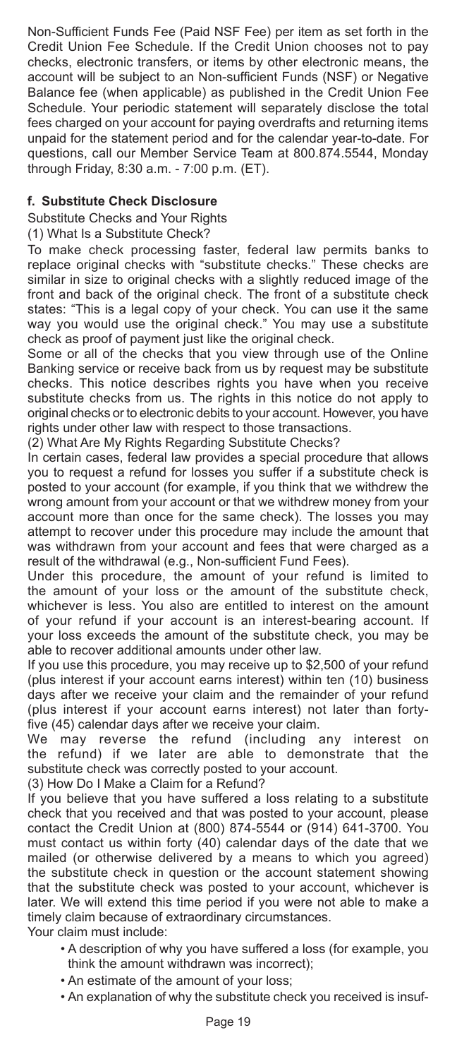Non-Sufficient Funds Fee (Paid NSF Fee) per item as set forth in the Credit Union Fee Schedule. If the Credit Union chooses not to pay checks, electronic transfers, or items by other electronic means, the account will be subject to an Non-sufficient Funds (NSF) or Negative Balance fee (when applicable) as published in the Credit Union Fee Schedule. Your periodic statement will separately disclose the total fees charged on your account for paying overdrafts and returning items unpaid for the statement period and for the calendar year-to-date. For questions, call our Member Service Team at 800.874.5544, Monday through Friday, 8:30 a.m. - 7:00 p.m. (ET).

**f. Substitute Check Disclosure**

Substitute Checks and Your Rights

(1) What Is a Substitute Check?

To make check processing faster, federal law permits banks to replace original checks with "substitute checks." These checks are similar in size to original checks with a slightly reduced image of the front and back of the original check. The front of a substitute check states: "This is a legal copy of your check. You can use it the same way you would use the original check." You may use a substitute check as proof of payment just like the original check.

Some or all of the checks that you view through use of the Online Banking service or receive back from us by request may be substitute checks. This notice describes rights you have when you receive substitute checks from us. The rights in this notice do not apply to original checks or to electronic debits to your account. However, you have rights under other law with respect to those transactions.

(2) What Are My Rights Regarding Substitute Checks?

In certain cases, federal law provides a special procedure that allows you to request a refund for losses you suffer if a substitute check is posted to your account (for example, if you think that we withdrew the wrong amount from your account or that we withdrew money from your account more than once for the same check). The losses you may attempt to recover under this procedure may include the amount that was withdrawn from your account and fees that were charged as a result of the withdrawal (e.g., Non-sufficient Fund Fees).

Under this procedure, the amount of your refund is limited to the amount of your loss or the amount of the substitute check, whichever is less. You also are entitled to interest on the amount of your refund if your account is an interest-bearing account. If your loss exceeds the amount of the substitute check, you may be able to recover additional amounts under other law.

If you use this procedure, you may receive up to $2,500 of your refund (plus interest if your account earns interest) within ten (10) business days after we receive your claim and the remainder of your refund (plus interest if your account earns interest) not later than forty-five (45) calendar days after we receive your claim.

We may reverse the refund (including any interest on the refund) if we later are able to demonstrate that the substitute check was correctly posted to your account.

(3) How Do I Make a Claim for a Refund?

If you believe that you have suffered a loss relating to a substitute check that you received and that was posted to your account, please contact the Credit Union at (800) 874-5544 or (914) 641-3700. You must contact us within forty (40) calendar days of the date that we mailed (or otherwise delivered by a means to which you agreed) the substitute check in question or the account statement showing that the substitute check was posted to your account, whichever is later. We will extend this time period if you were not able to make a timely claim because of extraordinary circumstances.

Your claim must include:

- A description of why you have suffered a loss (for example, you think the amount withdrawn was incorrect);
- An estimate of the amount of your loss;
- An explanation of why the substitute check you received is insuf-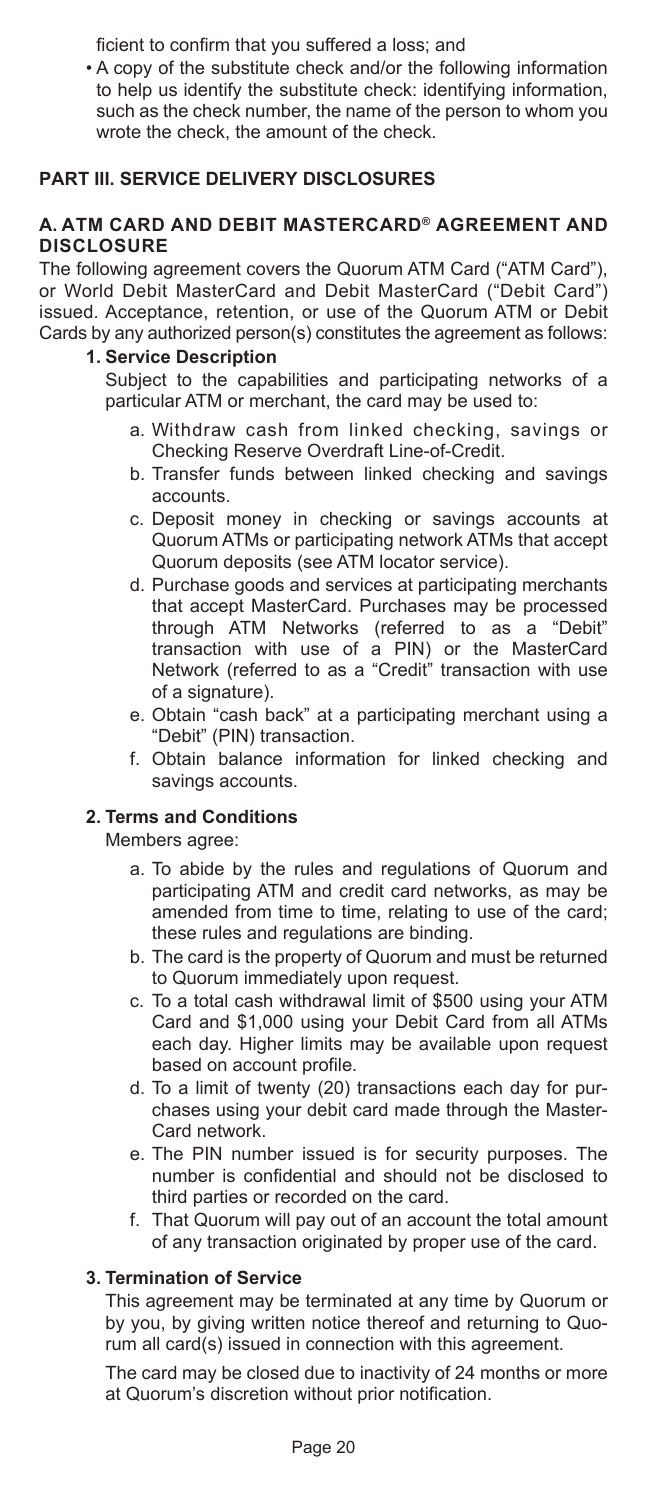ficient to confirm that you suffered a loss; and

- A copy of the substitute check and/or the following information to help us identify the substitute check: identifying information, such as the check number, the name of the person to whom you wrote the check, the amount of the check.

## PART III. SERVICE DELIVERY DISCLOSURES

### A. ATM CARD AND DEBIT MASTERCARD® AGREEMENT AND DISCLOSURE

The following agreement covers the Quorum ATM Card ("ATM Card"), or World Debit MasterCard and Debit MasterCard ("Debit Card") issued. Acceptance, retention, or use of the Quorum ATM or Debit Cards by any authorized person(s) constitutes the agreement as follows:

**1. Service Description**

Subject to the capabilities and participating networks of a particular ATM or merchant, the card may be used to:

a. Withdraw cash from linked checking, savings or Checking Reserve Overdraft Line-of-Credit.

b. Transfer funds between linked checking and savings accounts.

c. Deposit money in checking or savings accounts at Quorum ATMs or participating network ATMs that accept Quorum deposits (see ATM locator service).

d. Purchase goods and services at participating merchants that accept MasterCard. Purchases may be processed through ATM Networks (referred to as a "Debit" transaction with use of a PIN) or the MasterCard Network (referred to as a "Credit" transaction with use of a signature).

e. Obtain "cash back" at a participating merchant using a "Debit" (PIN) transaction.

f. Obtain balance information for linked checking and savings accounts.

**2. Terms and Conditions**

Members agree:

a. To abide by the rules and regulations of Quorum and participating ATM and credit card networks, as may be amended from time to time, relating to use of the card; these rules and regulations are binding.

b. The card is the property of Quorum and must be returned to Quorum immediately upon request.

c. To a total cash withdrawal limit of $500 using your ATM Card and $1,000 using your Debit Card from all ATMs each day. Higher limits may be available upon request based on account profile.

d. To a limit of twenty (20) transactions each day for purchases using your debit card made through the MasterCard network.

e. The PIN number issued is for security purposes. The number is confidential and should not be disclosed to third parties or recorded on the card.

f. That Quorum will pay out of an account the total amount of any transaction originated by proper use of the card.

**3. Termination of Service**

This agreement may be terminated at any time by Quorum or by you, by giving written notice thereof and returning to Quorum all card(s) issued in connection with this agreement.

The card may be closed due to inactivity of 24 months or more at Quorum's discretion without prior notification.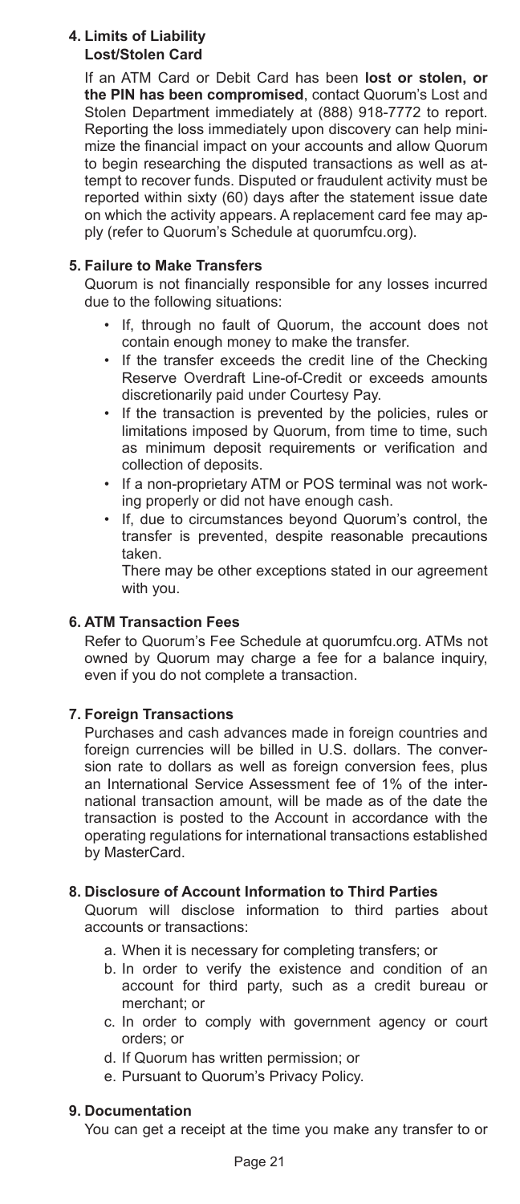### 4. Limits of Liability

**Lost/Stolen Card**

If an ATM Card or Debit Card has been **lost or stolen, or the PIN has been compromised**, contact Quorum's Lost and Stolen Department immediately at (888) 918-7772 to report. Reporting the loss immediately upon discovery can help minimize the financial impact on your accounts and allow Quorum to begin researching the disputed transactions as well as attempt to recover funds. Disputed or fraudulent activity must be reported within sixty (60) days after the statement issue date on which the activity appears. A replacement card fee may apply (refer to Quorum's Schedule at quorumfcu.org).

### 5. Failure to Make Transfers

Quorum is not financially responsible for any losses incurred due to the following situations:

- If, through no fault of Quorum, the account does not contain enough money to make the transfer.
- If the transfer exceeds the credit line of the Checking Reserve Overdraft Line-of-Credit or exceeds amounts discretionarily paid under Courtesy Pay.
- If the transaction is prevented by the policies, rules or limitations imposed by Quorum, from time to time, such as minimum deposit requirements or verification and collection of deposits.
- If a non-proprietary ATM or POS terminal was not working properly or did not have enough cash.
- If, due to circumstances beyond Quorum's control, the transfer is prevented, despite reasonable precautions taken.

  There may be other exceptions stated in our agreement with you.

### 6. ATM Transaction Fees

Refer to Quorum's Fee Schedule at quorumfcu.org. ATMs not owned by Quorum may charge a fee for a balance inquiry, even if you do not complete a transaction.

### 7. Foreign Transactions

Purchases and cash advances made in foreign countries and foreign currencies will be billed in U.S. dollars. The conversion rate to dollars as well as foreign conversion fees, plus an International Service Assessment fee of 1% of the international transaction amount, will be made as of the date the transaction is posted to the Account in accordance with the operating regulations for international transactions established by MasterCard.

### 8. Disclosure of Account Information to Third Parties

Quorum will disclose information to third parties about accounts or transactions:

a. When it is necessary for completing transfers; or
b. In order to verify the existence and condition of an account for third party, such as a credit bureau or merchant; or
c. In order to comply with government agency or court orders; or
d. If Quorum has written permission; or
e. Pursuant to Quorum's Privacy Policy.

### 9. Documentation

You can get a receipt at the time you make any transfer to or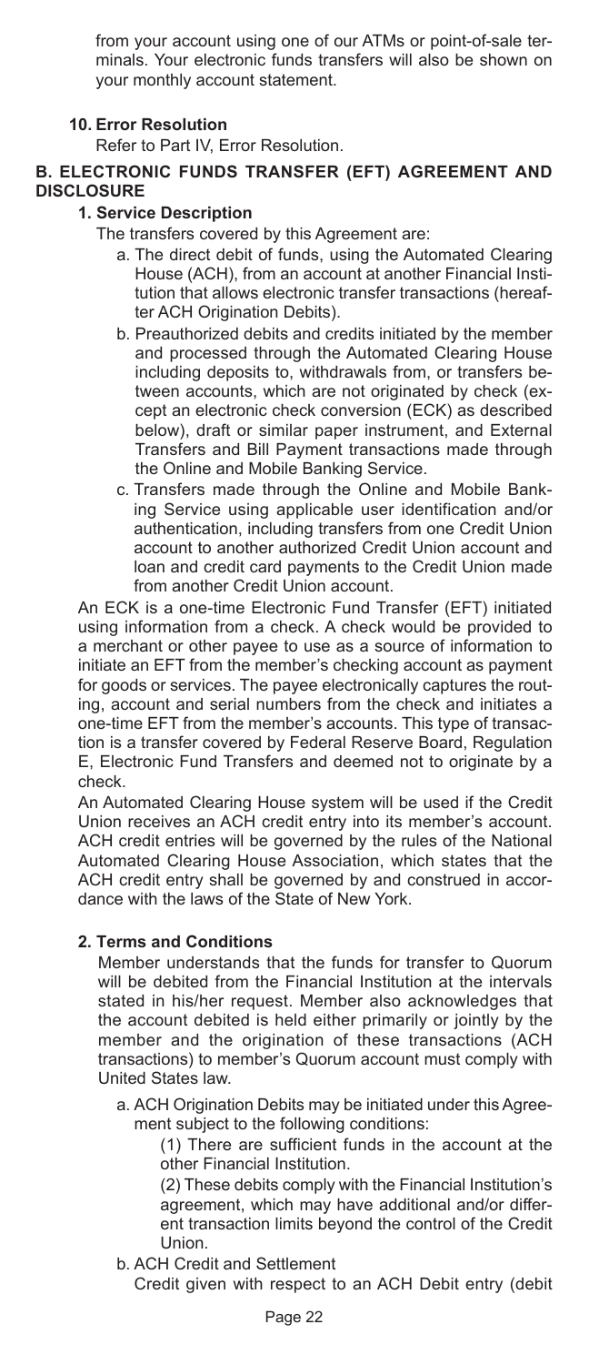from your account using one of our ATMs or point-of-sale terminals. Your electronic funds transfers will also be shown on your monthly account statement.

**10. Error Resolution**

Refer to Part IV, Error Resolution.

## B. ELECTRONIC FUNDS TRANSFER (EFT) AGREEMENT AND DISCLOSURE

**1. Service Description**

The transfers covered by this Agreement are:

a. The direct debit of funds, using the Automated Clearing House (ACH), from an account at another Financial Institution that allows electronic transfer transactions (hereafter ACH Origination Debits).

b. Preauthorized debits and credits initiated by the member and processed through the Automated Clearing House including deposits to, withdrawals from, or transfers between accounts, which are not originated by check (except an electronic check conversion (ECK) as described below), draft or similar paper instrument, and External Transfers and Bill Payment transactions made through the Online and Mobile Banking Service.

c. Transfers made through the Online and Mobile Banking Service using applicable user identification and/or authentication, including transfers from one Credit Union account to another authorized Credit Union account and loan and credit card payments to the Credit Union made from another Credit Union account.

An ECK is a one-time Electronic Fund Transfer (EFT) initiated using information from a check. A check would be provided to a merchant or other payee to use as a source of information to initiate an EFT from the member's checking account as payment for goods or services. The payee electronically captures the routing, account and serial numbers from the check and initiates a one-time EFT from the member's accounts. This type of transaction is a transfer covered by Federal Reserve Board, Regulation E, Electronic Fund Transfers and deemed not to originate by a check.

An Automated Clearing House system will be used if the Credit Union receives an ACH credit entry into its member's account. ACH credit entries will be governed by the rules of the National Automated Clearing House Association, which states that the ACH credit entry shall be governed by and construed in accordance with the laws of the State of New York.

**2. Terms and Conditions**

Member understands that the funds for transfer to Quorum will be debited from the Financial Institution at the intervals stated in his/her request. Member also acknowledges that the account debited is held either primarily or jointly by the member and the origination of these transactions (ACH transactions) to member's Quorum account must comply with United States law.

a. ACH Origination Debits may be initiated under this Agreement subject to the following conditions:

(1) There are sufficient funds in the account at the other Financial Institution.

(2) These debits comply with the Financial Institution's agreement, which may have additional and/or different transaction limits beyond the control of the Credit Union.

b. ACH Credit and Settlement

Credit given with respect to an ACH Debit entry (debit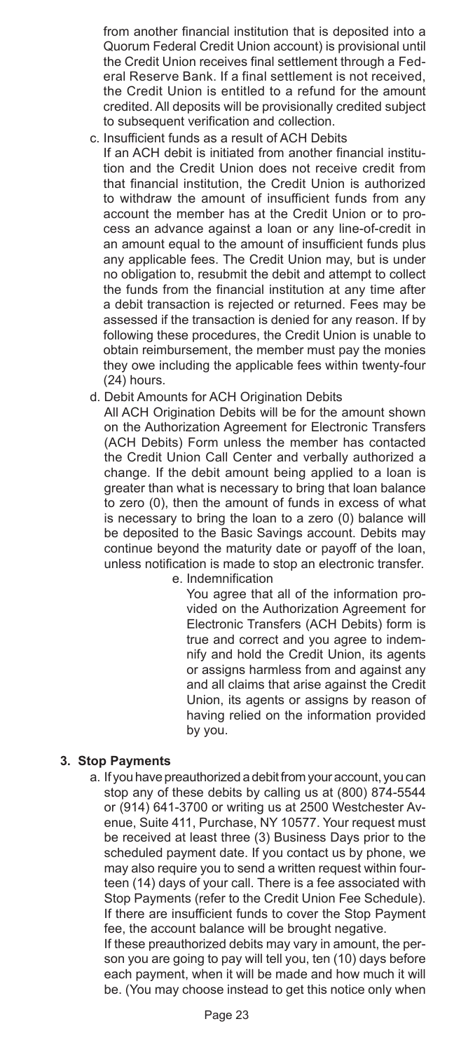from another financial institution that is deposited into a Quorum Federal Credit Union account) is provisional until the Credit Union receives final settlement through a Federal Reserve Bank. If a final settlement is not received, the Credit Union is entitled to a refund for the amount credited. All deposits will be provisionally credited subject to subsequent verification and collection.

c. Insufficient funds as a result of ACH Debits

If an ACH debit is initiated from another financial institution and the Credit Union does not receive credit from that financial institution, the Credit Union is authorized to withdraw the amount of insufficient funds from any account the member has at the Credit Union or to process an advance against a loan or any line-of-credit in an amount equal to the amount of insufficient funds plus any applicable fees. The Credit Union may, but is under no obligation to, resubmit the debit and attempt to collect the funds from the financial institution at any time after a debit transaction is rejected or returned. Fees may be assessed if the transaction is denied for any reason. If by following these procedures, the Credit Union is unable to obtain reimbursement, the member must pay the monies they owe including the applicable fees within twenty-four (24) hours.

d. Debit Amounts for ACH Origination Debits

All ACH Origination Debits will be for the amount shown on the Authorization Agreement for Electronic Transfers (ACH Debits) Form unless the member has contacted the Credit Union Call Center and verbally authorized a change. If the debit amount being applied to a loan is greater than what is necessary to bring that loan balance to zero (0), then the amount of funds in excess of what is necessary to bring the loan to a zero (0) balance will be deposited to the Basic Savings account. Debits may continue beyond the maturity date or payoff of the loan, unless notification is made to stop an electronic transfer.

e. Indemnification

You agree that all of the information provided on the Authorization Agreement for Electronic Transfers (ACH Debits) form is true and correct and you agree to indemnify and hold the Credit Union, its agents or assigns harmless from and against any and all claims that arise against the Credit Union, its agents or assigns by reason of having relied on the information provided by you.

**3. Stop Payments**

a. If you have preauthorized a debit from your account, you can stop any of these debits by calling us at (800) 874-5544 or (914) 641-3700 or writing us at 2500 Westchester Avenue, Suite 411, Purchase, NY 10577. Your request must be received at least three (3) Business Days prior to the scheduled payment date. If you contact us by phone, we may also require you to send a written request within fourteen (14) days of your call. There is a fee associated with Stop Payments (refer to the Credit Union Fee Schedule). If there are insufficient funds to cover the Stop Payment fee, the account balance will be brought negative.

If these preauthorized debits may vary in amount, the person you are going to pay will tell you, ten (10) days before each payment, when it will be made and how much it will be. (You may choose instead to get this notice only when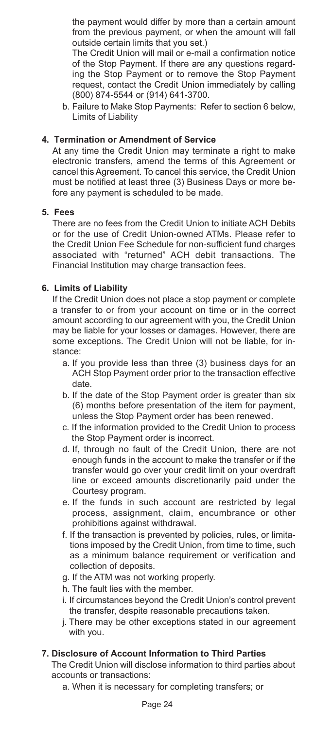the payment would differ by more than a certain amount from the previous payment, or when the amount will fall outside certain limits that you set.)

The Credit Union will mail or e-mail a confirmation notice of the Stop Payment. If there are any questions regarding the Stop Payment or to remove the Stop Payment request, contact the Credit Union immediately by calling (800) 874-5544 or (914) 641-3700.

b. Failure to Make Stop Payments: Refer to section 6 below, Limits of Liability

**4. Termination or Amendment of Service**

At any time the Credit Union may terminate a right to make electronic transfers, amend the terms of this Agreement or cancel this Agreement. To cancel this service, the Credit Union must be notified at least three (3) Business Days or more before any payment is scheduled to be made.

**5. Fees**

There are no fees from the Credit Union to initiate ACH Debits or for the use of Credit Union-owned ATMs. Please refer to the Credit Union Fee Schedule for non-sufficient fund charges associated with "returned" ACH debit transactions. The Financial Institution may charge transaction fees.

**6. Limits of Liability**

If the Credit Union does not place a stop payment or complete a transfer to or from your account on time or in the correct amount according to our agreement with you, the Credit Union may be liable for your losses or damages. However, there are some exceptions. The Credit Union will not be liable, for instance:

a. If you provide less than three (3) business days for an ACH Stop Payment order prior to the transaction effective date.

b. If the date of the Stop Payment order is greater than six (6) months before presentation of the item for payment, unless the Stop Payment order has been renewed.

c. If the information provided to the Credit Union to process the Stop Payment order is incorrect.

d. If, through no fault of the Credit Union, there are not enough funds in the account to make the transfer or if the transfer would go over your credit limit on your overdraft line or exceed amounts discretionarily paid under the Courtesy program.

e. If the funds in such account are restricted by legal process, assignment, claim, encumbrance or other prohibitions against withdrawal.

f. If the transaction is prevented by policies, rules, or limitations imposed by the Credit Union, from time to time, such as a minimum balance requirement or verification and collection of deposits.

g. If the ATM was not working properly.

h. The fault lies with the member.

i. If circumstances beyond the Credit Union's control prevent the transfer, despite reasonable precautions taken.

j. There may be other exceptions stated in our agreement with you.

**7. Disclosure of Account Information to Third Parties**

The Credit Union will disclose information to third parties about accounts or transactions:

a. When it is necessary for completing transfers; or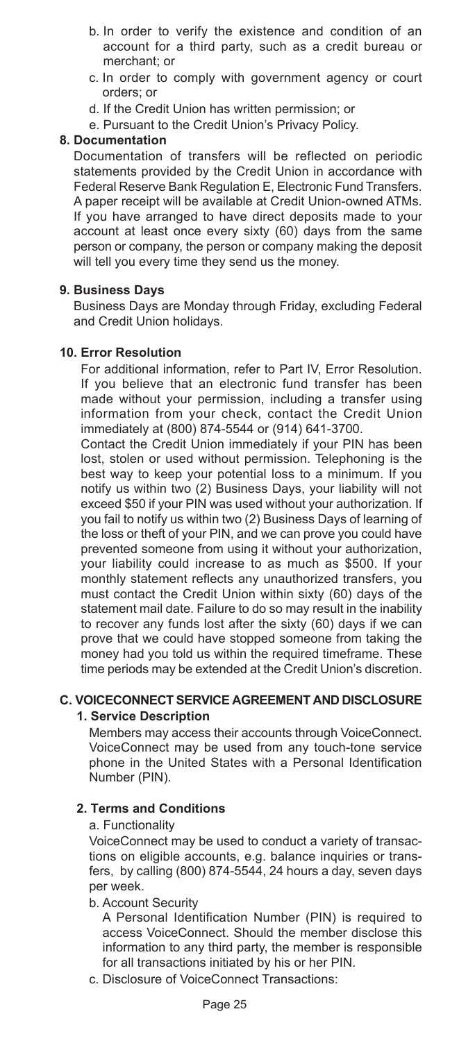b. In order to verify the existence and condition of an account for a third party, such as a credit bureau or merchant; or

c. In order to comply with government agency or court orders; or

d. If the Credit Union has written permission; or

e. Pursuant to the Credit Union's Privacy Policy.

**8. Documentation**

Documentation of transfers will be reflected on periodic statements provided by the Credit Union in accordance with Federal Reserve Bank Regulation E, Electronic Fund Transfers. A paper receipt will be available at Credit Union-owned ATMs. If you have arranged to have direct deposits made to your account at least once every sixty (60) days from the same person or company, the person or company making the deposit will tell you every time they send us the money.

**9. Business Days**

Business Days are Monday through Friday, excluding Federal and Credit Union holidays.

**10. Error Resolution**

For additional information, refer to Part IV, Error Resolution. If you believe that an electronic fund transfer has been made without your permission, including a transfer using information from your check, contact the Credit Union immediately at (800) 874-5544 or (914) 641-3700.

Contact the Credit Union immediately if your PIN has been lost, stolen or used without permission. Telephoning is the best way to keep your potential loss to a minimum. If you notify us within two (2) Business Days, your liability will not exceed $50 if your PIN was used without your authorization. If you fail to notify us within two (2) Business Days of learning of the loss or theft of your PIN, and we can prove you could have prevented someone from using it without your authorization, your liability could increase to as much as $500. If your monthly statement reflects any unauthorized transfers, you must contact the Credit Union within sixty (60) days of the statement mail date. Failure to do so may result in the inability to recover any funds lost after the sixty (60) days if we can prove that we could have stopped someone from taking the money had you told us within the required timeframe. These time periods may be extended at the Credit Union's discretion.

## C. VOICECONNECT SERVICE AGREEMENT AND DISCLOSURE

**1. Service Description**

Members may access their accounts through VoiceConnect. VoiceConnect may be used from any touch-tone service phone in the United States with a Personal Identification Number (PIN).

**2. Terms and Conditions**

a. Functionality

VoiceConnect may be used to conduct a variety of transactions on eligible accounts, e.g. balance inquiries or transfers, by calling (800) 874-5544, 24 hours a day, seven days per week.

b. Account Security

A Personal Identification Number (PIN) is required to access VoiceConnect. Should the member disclose this information to any third party, the member is responsible for all transactions initiated by his or her PIN.

c. Disclosure of VoiceConnect Transactions: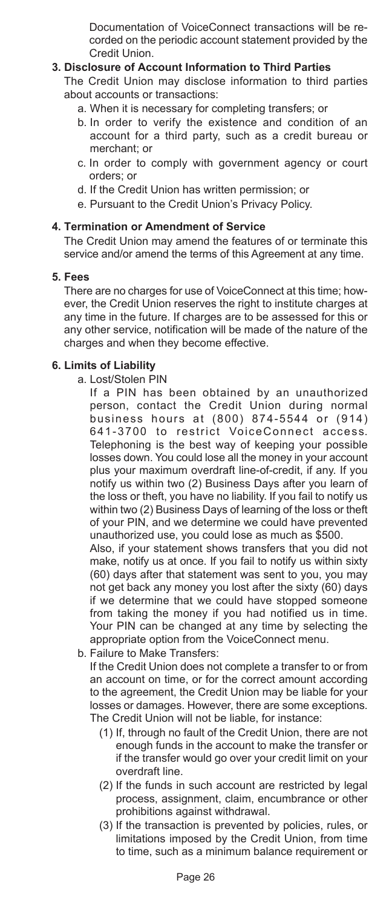Documentation of VoiceConnect transactions will be recorded on the periodic account statement provided by the Credit Union.

**3. Disclosure of Account Information to Third Parties**

The Credit Union may disclose information to third parties about accounts or transactions:

a. When it is necessary for completing transfers; or

b. In order to verify the existence and condition of an account for a third party, such as a credit bureau or merchant; or

c. In order to comply with government agency or court orders; or

d. If the Credit Union has written permission; or

e. Pursuant to the Credit Union's Privacy Policy.

**4. Termination or Amendment of Service**

The Credit Union may amend the features of or terminate this service and/or amend the terms of this Agreement at any time.

**5. Fees**

There are no charges for use of VoiceConnect at this time; however, the Credit Union reserves the right to institute charges at any time in the future. If charges are to be assessed for this or any other service, notification will be made of the nature of the charges and when they become effective.

**6. Limits of Liability**

a. Lost/Stolen PIN

If a PIN has been obtained by an unauthorized person, contact the Credit Union during normal business hours at (800) 874-5544 or (914) 641-3700 to restrict VoiceConnect access. Telephoning is the best way of keeping your possible losses down. You could lose all the money in your account plus your maximum overdraft line-of-credit, if any. If you notify us within two (2) Business Days after you learn of the loss or theft, you have no liability. If you fail to notify us within two (2) Business Days of learning of the loss or theft of your PIN, and we determine we could have prevented unauthorized use, you could lose as much as $500.

Also, if your statement shows transfers that you did not make, notify us at once. If you fail to notify us within sixty (60) days after that statement was sent to you, you may not get back any money you lost after the sixty (60) days if we determine that we could have stopped someone from taking the money if you had notified us in time. Your PIN can be changed at any time by selecting the appropriate option from the VoiceConnect menu.

b. Failure to Make Transfers:

If the Credit Union does not complete a transfer to or from an account on time, or for the correct amount according to the agreement, the Credit Union may be liable for your losses or damages. However, there are some exceptions. The Credit Union will not be liable, for instance:

(1) If, through no fault of the Credit Union, there are not enough funds in the account to make the transfer or if the transfer would go over your credit limit on your overdraft line.

(2) If the funds in such account are restricted by legal process, assignment, claim, encumbrance or other prohibitions against withdrawal.

(3) If the transaction is prevented by policies, rules, or limitations imposed by the Credit Union, from time to time, such as a minimum balance requirement or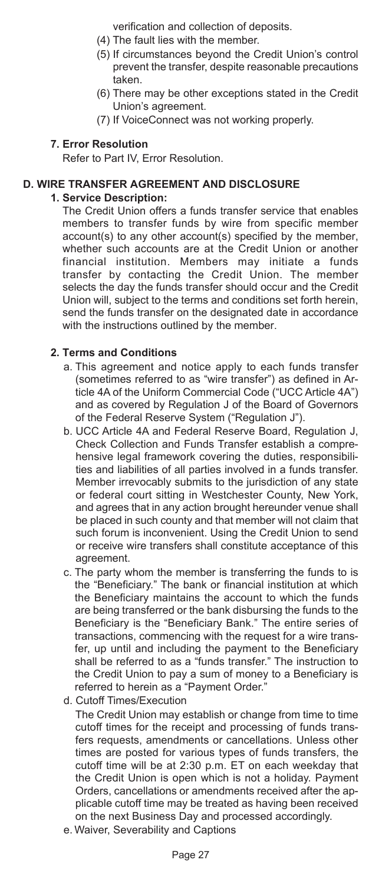verification and collection of deposits.

(4) The fault lies with the member.

(5) If circumstances beyond the Credit Union's control prevent the transfer, despite reasonable precautions taken.

(6) There may be other exceptions stated in the Credit Union's agreement.

(7) If VoiceConnect was not working properly.

**7. Error Resolution**

Refer to Part IV, Error Resolution.

## D. WIRE TRANSFER AGREEMENT AND DISCLOSURE

**1. Service Description:**

The Credit Union offers a funds transfer service that enables members to transfer funds by wire from specific member account(s) to any other account(s) specified by the member, whether such accounts are at the Credit Union or another financial institution. Members may initiate a funds transfer by contacting the Credit Union. The member selects the day the funds transfer should occur and the Credit Union will, subject to the terms and conditions set forth herein, send the funds transfer on the designated date in accordance with the instructions outlined by the member.

**2. Terms and Conditions**

a. This agreement and notice apply to each funds transfer (sometimes referred to as "wire transfer") as defined in Article 4A of the Uniform Commercial Code ("UCC Article 4A") and as covered by Regulation J of the Board of Governors of the Federal Reserve System ("Regulation J").

b. UCC Article 4A and Federal Reserve Board, Regulation J, Check Collection and Funds Transfer establish a comprehensive legal framework covering the duties, responsibilities and liabilities of all parties involved in a funds transfer. Member irrevocably submits to the jurisdiction of any state or federal court sitting in Westchester County, New York, and agrees that in any action brought hereunder venue shall be placed in such county and that member will not claim that such forum is inconvenient. Using the Credit Union to send or receive wire transfers shall constitute acceptance of this agreement.

c. The party whom the member is transferring the funds to is the "Beneficiary." The bank or financial institution at which the Beneficiary maintains the account to which the funds are being transferred or the bank disbursing the funds to the Beneficiary is the "Beneficiary Bank." The entire series of transactions, commencing with the request for a wire transfer, up until and including the payment to the Beneficiary shall be referred to as a "funds transfer." The instruction to the Credit Union to pay a sum of money to a Beneficiary is referred to herein as a "Payment Order."

d. Cutoff Times/Execution

The Credit Union may establish or change from time to time cutoff times for the receipt and processing of funds transfers requests, amendments or cancellations. Unless other times are posted for various types of funds transfers, the cutoff time will be at 2:30 p.m. ET on each weekday that the Credit Union is open which is not a holiday. Payment Orders, cancellations or amendments received after the applicable cutoff time may be treated as having been received on the next Business Day and processed accordingly.

e. Waiver, Severability and Captions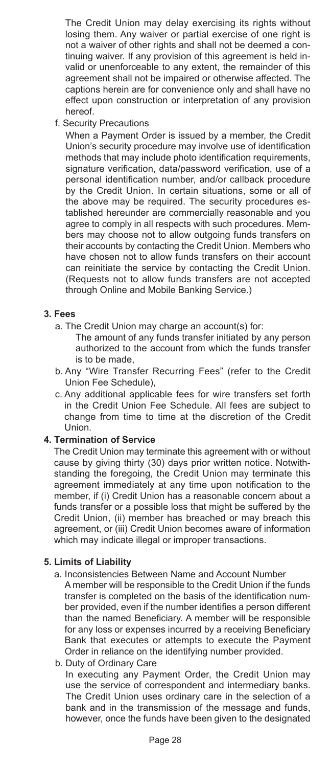The Credit Union may delay exercising its rights without losing them. Any waiver or partial exercise of one right is not a waiver of other rights and shall not be deemed a continuing waiver. If any provision of this agreement is held invalid or unenforceable to any extent, the remainder of this agreement shall not be impaired or otherwise affected. The captions herein are for convenience only and shall have no effect upon construction or interpretation of any provision hereof.

f. Security Precautions

When a Payment Order is issued by a member, the Credit Union's security procedure may involve use of identification methods that may include photo identification requirements, signature verification, data/password verification, use of a personal identification number, and/or callback procedure by the Credit Union. In certain situations, some or all of the above may be required. The security procedures established hereunder are commercially reasonable and you agree to comply in all respects with such procedures. Members may choose not to allow outgoing funds transfers on their accounts by contacting the Credit Union. Members who have chosen not to allow funds transfers on their account can reinitiate the service by contacting the Credit Union. (Requests not to allow funds transfers are not accepted through Online and Mobile Banking Service.)

**3. Fees**

a. The Credit Union may charge an account(s) for:
   The amount of any funds transfer initiated by any person authorized to the account from which the funds transfer is to be made,

b. Any "Wire Transfer Recurring Fees" (refer to the Credit Union Fee Schedule),

c. Any additional applicable fees for wire transfers set forth in the Credit Union Fee Schedule. All fees are subject to change from time to time at the discretion of the Credit Union.

**4. Termination of Service**

The Credit Union may terminate this agreement with or without cause by giving thirty (30) days prior written notice. Notwithstanding the foregoing, the Credit Union may terminate this agreement immediately at any time upon notification to the member, if (i) Credit Union has a reasonable concern about a funds transfer or a possible loss that might be suffered by the Credit Union, (ii) member has breached or may breach this agreement, or (iii) Credit Union becomes aware of information which may indicate illegal or improper transactions.

**5. Limits of Liability**

a. Inconsistencies Between Name and Account Number

A member will be responsible to the Credit Union if the funds transfer is completed on the basis of the identification number provided, even if the number identifies a person different than the named Beneficiary. A member will be responsible for any loss or expenses incurred by a receiving Beneficiary Bank that executes or attempts to execute the Payment Order in reliance on the identifying number provided.

b. Duty of Ordinary Care

In executing any Payment Order, the Credit Union may use the service of correspondent and intermediary banks. The Credit Union uses ordinary care in the selection of a bank and in the transmission of the message and funds, however, once the funds have been given to the designated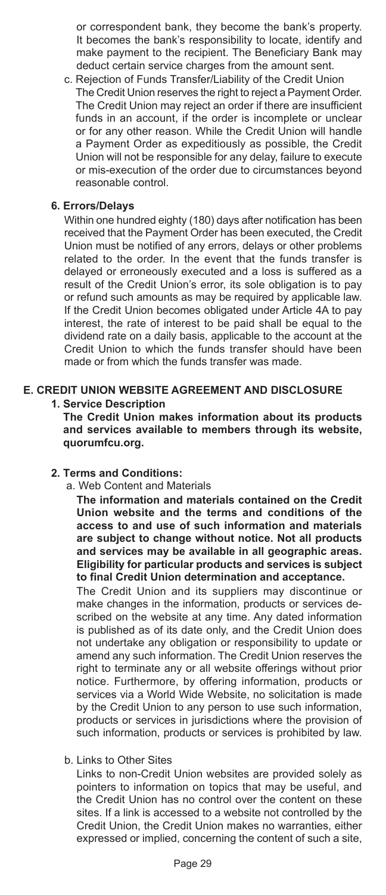or correspondent bank, they become the bank's property. It becomes the bank's responsibility to locate, identify and make payment to the recipient. The Beneficiary Bank may deduct certain service charges from the amount sent.

c. Rejection of Funds Transfer/Liability of the Credit Union
The Credit Union reserves the right to reject a Payment Order. The Credit Union may reject an order if there are insufficient funds in an account, if the order is incomplete or unclear or for any other reason. While the Credit Union will handle a Payment Order as expeditiously as possible, the Credit Union will not be responsible for any delay, failure to execute or mis-execution of the order due to circumstances beyond reasonable control.

**6. Errors/Delays**

Within one hundred eighty (180) days after notification has been received that the Payment Order has been executed, the Credit Union must be notified of any errors, delays or other problems related to the order. In the event that the funds transfer is delayed or erroneously executed and a loss is suffered as a result of the Credit Union's error, its sole obligation is to pay or refund such amounts as may be required by applicable law. If the Credit Union becomes obligated under Article 4A to pay interest, the rate of interest to be paid shall be equal to the dividend rate on a daily basis, applicable to the account at the Credit Union to which the funds transfer should have been made or from which the funds transfer was made.

## E. CREDIT UNION WEBSITE AGREEMENT AND DISCLOSURE

**1. Service Description**

**The Credit Union makes information about its products and services available to members through its website, quorumfcu.org.**

**2. Terms and Conditions:**

a. Web Content and Materials

**The information and materials contained on the Credit Union website and the terms and conditions of the access to and use of such information and materials are subject to change without notice. Not all products and services may be available in all geographic areas. Eligibility for particular products and services is subject to final Credit Union determination and acceptance.**

The Credit Union and its suppliers may discontinue or make changes in the information, products or services described on the website at any time. Any dated information is published as of its date only, and the Credit Union does not undertake any obligation or responsibility to update or amend any such information. The Credit Union reserves the right to terminate any or all website offerings without prior notice. Furthermore, by offering information, products or services via a World Wide Website, no solicitation is made by the Credit Union to any person to use such information, products or services in jurisdictions where the provision of such information, products or services is prohibited by law.

b. Links to Other Sites

Links to non-Credit Union websites are provided solely as pointers to information on topics that may be useful, and the Credit Union has no control over the content on these sites. If a link is accessed to a website not controlled by the Credit Union, the Credit Union makes no warranties, either expressed or implied, concerning the content of such a site,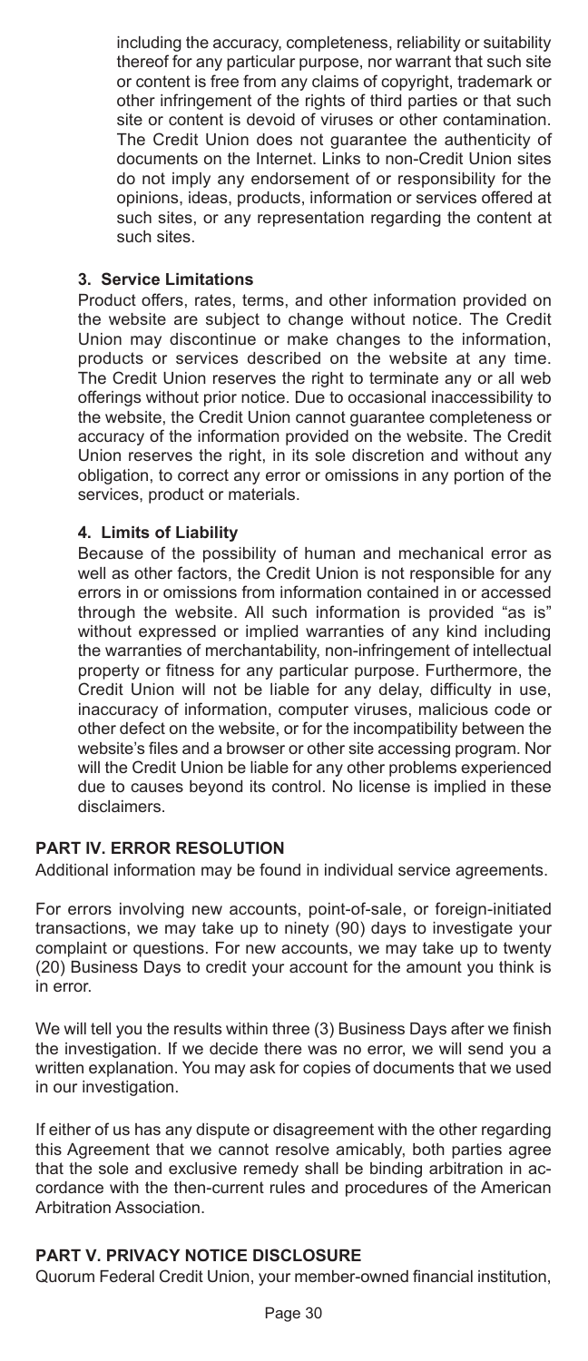including the accuracy, completeness, reliability or suitability thereof for any particular purpose, nor warrant that such site or content is free from any claims of copyright, trademark or other infringement of the rights of third parties or that such site or content is devoid of viruses or other contamination. The Credit Union does not guarantee the authenticity of documents on the Internet. Links to non-Credit Union sites do not imply any endorsement of or responsibility for the opinions, ideas, products, information or services offered at such sites, or any representation regarding the content at such sites.

### 3. Service Limitations

Product offers, rates, terms, and other information provided on the website are subject to change without notice. The Credit Union may discontinue or make changes to the information, products or services described on the website at any time. The Credit Union reserves the right to terminate any or all web offerings without prior notice. Due to occasional inaccessibility to the website, the Credit Union cannot guarantee completeness or accuracy of the information provided on the website. The Credit Union reserves the right, in its sole discretion and without any obligation, to correct any error or omissions in any portion of the services, product or materials.

### 4. Limits of Liability

Because of the possibility of human and mechanical error as well as other factors, the Credit Union is not responsible for any errors in or omissions from information contained in or accessed through the website. All such information is provided "as is" without expressed or implied warranties of any kind including the warranties of merchantability, non-infringement of intellectual property or fitness for any particular purpose. Furthermore, the Credit Union will not be liable for any delay, difficulty in use, inaccuracy of information, computer viruses, malicious code or other defect on the website, or for the incompatibility between the website's files and a browser or other site accessing program. Nor will the Credit Union be liable for any other problems experienced due to causes beyond its control. No license is implied in these disclaimers.

## PART IV. ERROR RESOLUTION

Additional information may be found in individual service agreements.

For errors involving new accounts, point-of-sale, or foreign-initiated transactions, we may take up to ninety (90) days to investigate your complaint or questions. For new accounts, we may take up to twenty (20) Business Days to credit your account for the amount you think is in error.

We will tell you the results within three (3) Business Days after we finish the investigation. If we decide there was no error, we will send you a written explanation. You may ask for copies of documents that we used in our investigation.

If either of us has any dispute or disagreement with the other regarding this Agreement that we cannot resolve amicably, both parties agree that the sole and exclusive remedy shall be binding arbitration in accordance with the then-current rules and procedures of the American Arbitration Association.

## PART V. PRIVACY NOTICE DISCLOSURE

Quorum Federal Credit Union, your member-owned financial institution,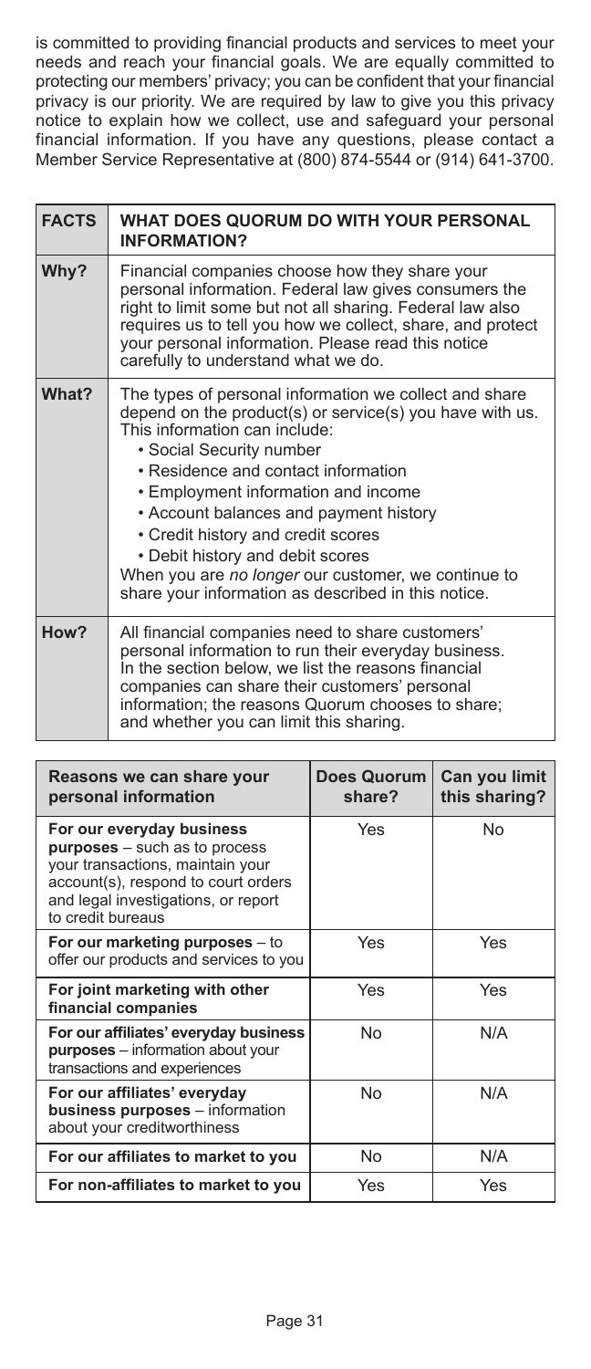is committed to providing financial products and services to meet your needs and reach your financial goals. We are equally committed to protecting our members' privacy; you can be confident that your financial privacy is our priority. We are required by law to give you this privacy notice to explain how we collect, use and safeguard your personal financial information. If you have any questions, please contact a Member Service Representative at (800) 874-5544 or (914) 641-3700.

| **FACTS** | **WHAT DOES QUORUM DO WITH YOUR PERSONAL INFORMATION?** |
|---|---|
| **Why?** | Financial companies choose how they share your personal information. Federal law gives consumers the right to limit some but not all sharing. Federal law also requires us to tell you how we collect, share, and protect your personal information. Please read this notice carefully to understand what we do. |
| **What?** | The types of personal information we collect and share depend on the product(s) or service(s) you have with us. This information can include:<br>• Social Security number<br>• Residence and contact information<br>• Employment information and income<br>• Account balances and payment history<br>• Credit history and credit scores<br>• Debit history and debit scores<br>When you are *no longer* our customer, we continue to share your information as described in this notice. |
| **How?** | All financial companies need to share customers' personal information to run their everyday business. In the section below, we list the reasons financial companies can share their customers' personal information; the reasons Quorum chooses to share; and whether you can limit this sharing. |

| **Reasons we can share your personal information** | **Does Quorum share?** | **Can you limit this sharing?** |
|---|---|---|
| **For our everyday business purposes** – such as to process your transactions, maintain your account(s), respond to court orders and legal investigations, or report to credit bureaus | Yes | No |
| **For our marketing purposes** – to offer our products and services to you | Yes | Yes |
| **For joint marketing with other financial companies** | Yes | Yes |
| **For our affiliates' everyday business purposes** – information about your transactions and experiences | No | N/A |
| **For our affiliates' everyday business purposes** – information about your creditworthiness | No | N/A |
| **For our affiliates to market to you** | No | N/A |
| **For non-affiliates to market to you** | Yes | Yes |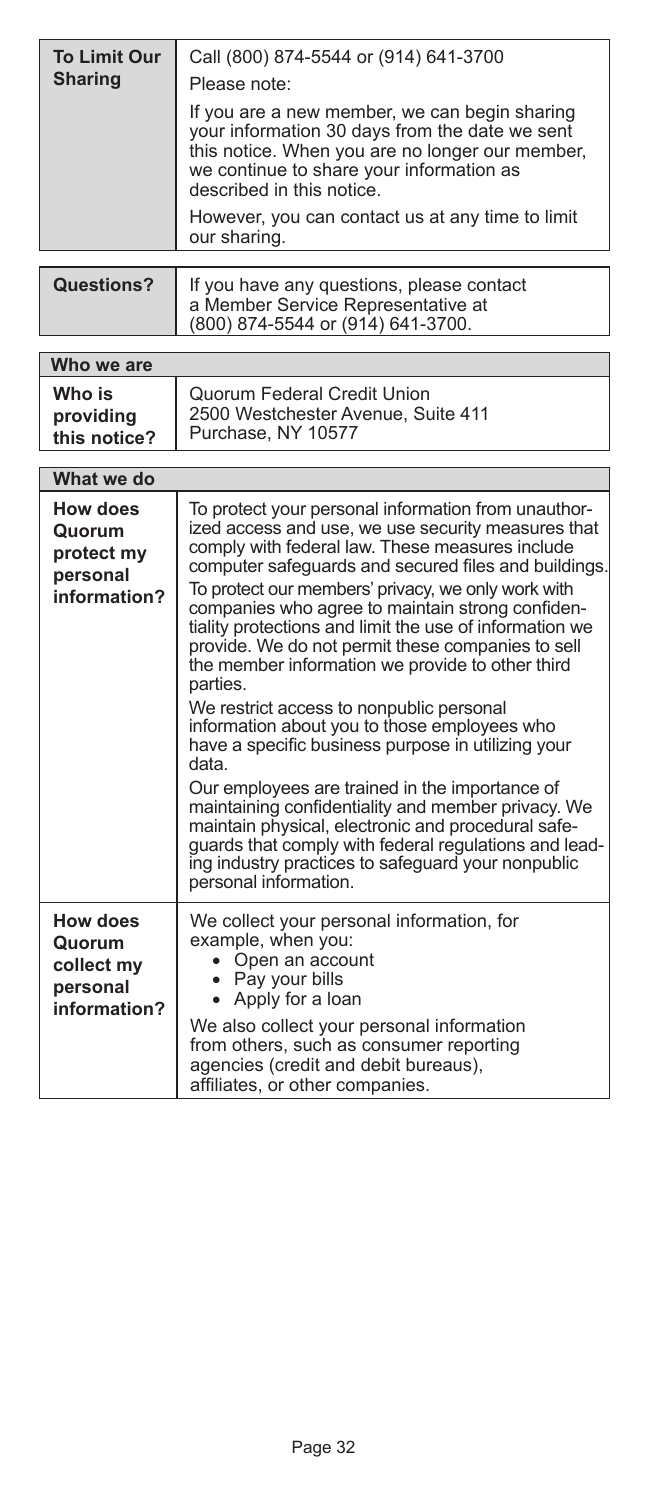| | |
|---|---|
| **To Limit Our Sharing** | Call (800) 874-5544 or (914) 641-3700<br><br>Please note:<br><br>If you are a new member, we can begin sharing your information 30 days from the date we sent this notice. When you are no longer our member, we continue to share your information as described in this notice.<br><br>However, you can contact us at any time to limit our sharing. |

| | |
|---|---|
| **Questions?** | If you have any questions, please contact a Member Service Representative at (800) 874-5544 or (914) 641-3700. |

| **Who we are** | |
|---|---|
| **Who is providing this notice?** | Quorum Federal Credit Union<br>2500 Westchester Avenue, Suite 411<br>Purchase, NY 10577 |

| **What we do** | |
|---|---|
| **How does Quorum protect my personal information?** | To protect your personal information from unauthorized access and use, we use security measures that comply with federal law. These measures include computer safeguards and secured files and buildings.<br><br>To protect our members' privacy, we only work with companies who agree to maintain strong confidentiality protections and limit the use of information we provide. We do not permit these companies to sell the member information we provide to other third parties.<br><br>We restrict access to nonpublic personal information about you to those employees who have a specific business purpose in utilizing your data.<br><br>Our employees are trained in the importance of maintaining confidentiality and member privacy. We maintain physical, electronic and procedural safeguards that comply with federal regulations and leading industry practices to safeguard your nonpublic personal information. |
| **How does Quorum collect my personal information?** | We collect your personal information, for example, when you:<br>• Open an account<br>• Pay your bills<br>• Apply for a loan<br><br>We also collect your personal information from others, such as consumer reporting agencies (credit and debit bureaus), affiliates, or other companies. |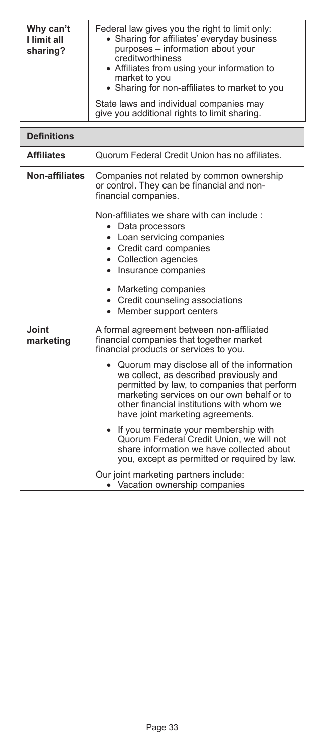| | |
|---|---|
| **Why can't I limit all sharing?** | Federal law gives you the right to limit only:<br>• Sharing for affiliates' everyday business purposes – information about your creditworthiness<br>• Affiliates from using your information to market to you<br>• Sharing for non-affiliates to market to you<br><br>State laws and individual companies may give you additional rights to limit sharing. |

| **Definitions** | |
|---|---|
| **Affiliates** | Quorum Federal Credit Union has no affiliates. |
| **Non-affiliates** | Companies not related by common ownership or control. They can be financial and non-financial companies.<br><br>Non-affiliates we share with can include :<br>• Data processors<br>• Loan servicing companies<br>• Credit card companies<br>• Collection agencies<br>• Insurance companies |
| | • Marketing companies<br>• Credit counseling associations<br>• Member support centers |
| **Joint marketing** | A formal agreement between non-affiliated financial companies that together market financial products or services to you.<br><br>• Quorum may disclose all of the information we collect, as described previously and permitted by law, to companies that perform marketing services on our own behalf or to other financial institutions with whom we have joint marketing agreements.<br><br>• If you terminate your membership with Quorum Federal Credit Union, we will not share information we have collected about you, except as permitted or required by law.<br><br>Our joint marketing partners include:<br>• Vacation ownership companies |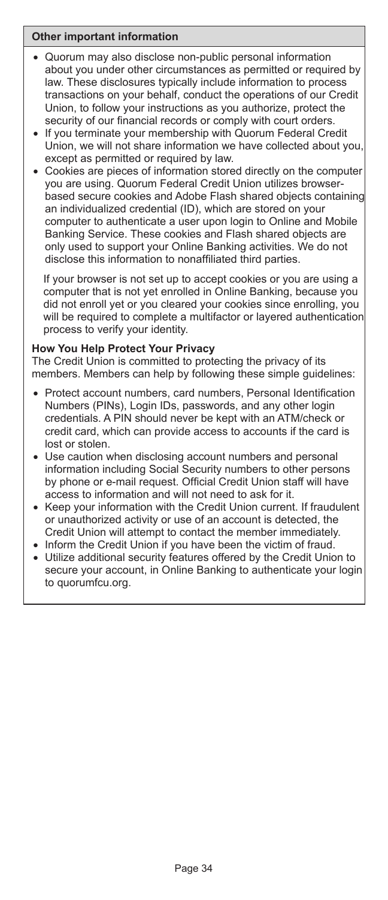### Other important information

- Quorum may also disclose non-public personal information about you under other circumstances as permitted or required by law. These disclosures typically include information to process transactions on your behalf, conduct the operations of our Credit Union, to follow your instructions as you authorize, protect the security of our financial records or comply with court orders.
- If you terminate your membership with Quorum Federal Credit Union, we will not share information we have collected about you, except as permitted or required by law.
- Cookies are pieces of information stored directly on the computer you are using. Quorum Federal Credit Union utilizes browser-based secure cookies and Adobe Flash shared objects containing an individualized credential (ID), which are stored on your computer to authenticate a user upon login to Online and Mobile Banking Service. These cookies and Flash shared objects are only used to support your Online Banking activities. We do not disclose this information to nonaffiliated third parties.

  If your browser is not set up to accept cookies or you are using a computer that is not yet enrolled in Online Banking, because you did not enroll yet or you cleared your cookies since enrolling, you will be required to complete a multifactor or layered authentication process to verify your identity.

**How You Help Protect Your Privacy**

The Credit Union is committed to protecting the privacy of its members. Members can help by following these simple guidelines:

- Protect account numbers, card numbers, Personal Identification Numbers (PINs), Login IDs, passwords, and any other login credentials. A PIN should never be kept with an ATM/check or credit card, which can provide access to accounts if the card is lost or stolen.
- Use caution when disclosing account numbers and personal information including Social Security numbers to other persons by phone or e-mail request. Official Credit Union staff will have access to information and will not need to ask for it.
- Keep your information with the Credit Union current. If fraudulent or unauthorized activity or use of an account is detected, the Credit Union will attempt to contact the member immediately.
- Inform the Credit Union if you have been the victim of fraud.
- Utilize additional security features offered by the Credit Union to secure your account, in Online Banking to authenticate your login to quorumfcu.org.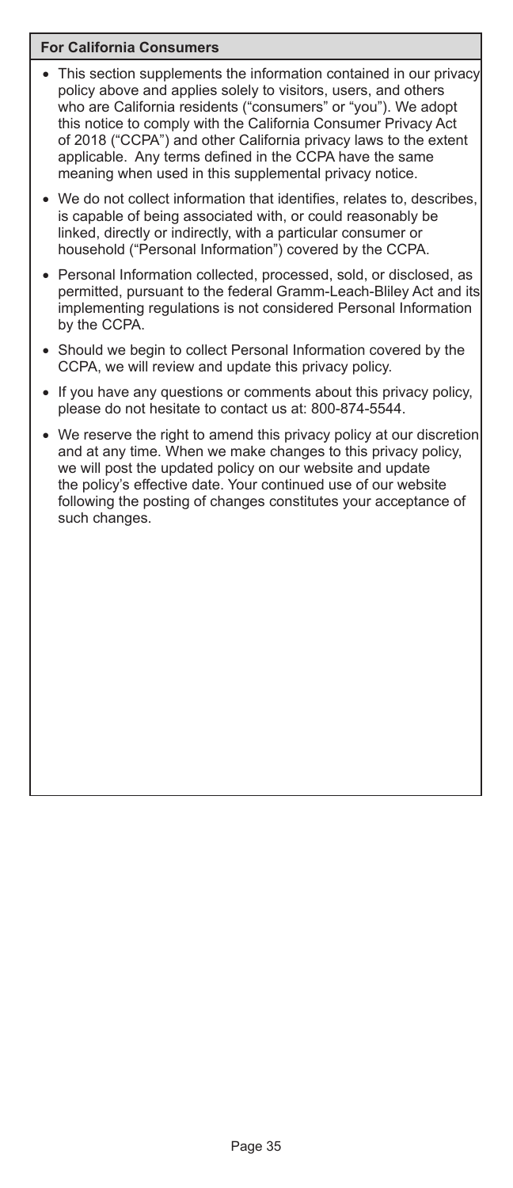## For California Consumers

- This section supplements the information contained in our privacy policy above and applies solely to visitors, users, and others who are California residents ("consumers" or "you"). We adopt this notice to comply with the California Consumer Privacy Act of 2018 ("CCPA") and other California privacy laws to the extent applicable. Any terms defined in the CCPA have the same meaning when used in this supplemental privacy notice.
- We do not collect information that identifies, relates to, describes, is capable of being associated with, or could reasonably be linked, directly or indirectly, with a particular consumer or household ("Personal Information") covered by the CCPA.
- Personal Information collected, processed, sold, or disclosed, as permitted, pursuant to the federal Gramm-Leach-Bliley Act and its implementing regulations is not considered Personal Information by the CCPA.
- Should we begin to collect Personal Information covered by the CCPA, we will review and update this privacy policy.
- If you have any questions or comments about this privacy policy, please do not hesitate to contact us at: 800-874-5544.
- We reserve the right to amend this privacy policy at our discretion and at any time. When we make changes to this privacy policy, we will post the updated policy on our website and update the policy's effective date. Your continued use of our website following the posting of changes constitutes your acceptance of such changes.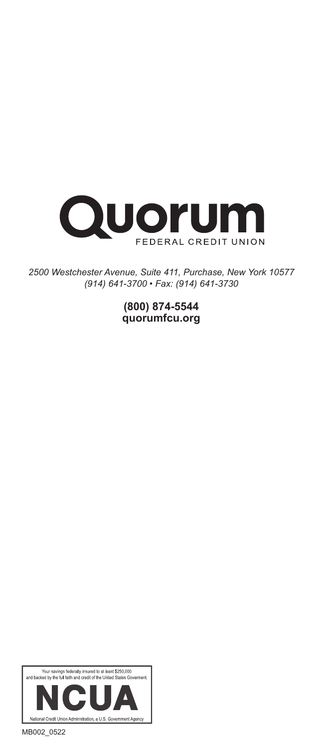# Quorum

FEDERAL CREDIT UNION

*2500 Westchester Avenue, Suite 411, Purchase, New York 10577*
*(914) 641-3700 • Fax: (914) 641-3730*

**(800) 874-5544**
**quorumfcu.org**

Your savings federally insured to at least $250,000
and backed by the full faith and credit of the United States Goverment.

**NCUA**

National Credit Union Administration, a U.S. Government Agency

MB002_0522